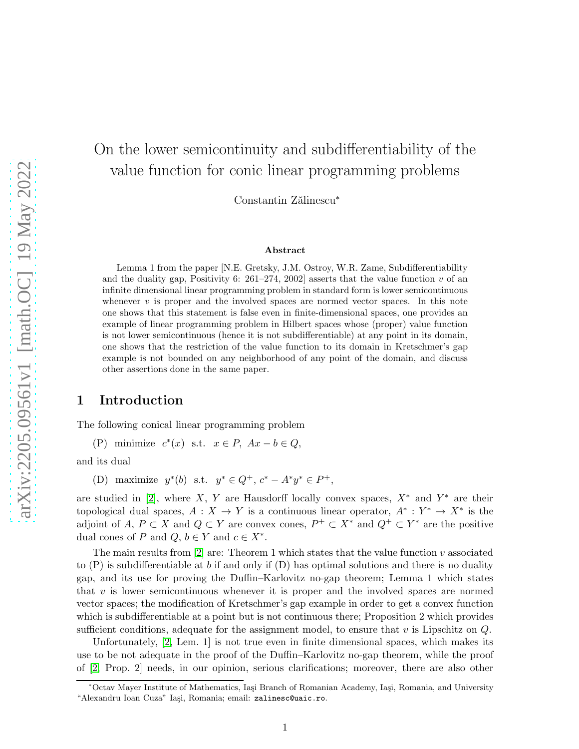# On the lower semicontinuity and subdifferentiability of the value function for conic linear programming problems

Constantin Zălinescu*

## Abstract

Lemma 1 from the paper [N.E. Gretsky, J.M. Ostroy, W.R. Zame, Subdifferentiability and the duality gap, Positivity 6: 261–274, 2002] asserts that the value function $v$ of an infinite dimensional linear programming problem in standard form is lower semicontinuous whenever $v$ is proper and the involved spaces are normed vector spaces. In this note one shows that this statement is false even in finite-dimensional spaces, one provides an example of linear programming problem in Hilbert spaces whose (proper) value function is not lower semicontinuous (hence it is not subdifferentiable) at any point in its domain, one shows that the restriction of the value function to its domain in Kretschmer's gap example is not bounded on any neighborhood of any point of the domain, and discuss other assertions done in the same paper.

## 1 Introduction

The following conical linear programming problem

(P) minimize $c^*(x)$ s.t. $x \in P$, $Ax - b \in Q$,

and its dual

(D) maximize $y^*(b)$ s.t. $y^* \in Q^+$, $c^* - A^*y^* \in P^+$,

are studied in [2], where $X$, $Y$ are Hausdorff locally convex spaces, $X^*$ and $Y^*$ are their topological dual spaces, $A : X \to Y$ is a continuous linear operator, $A^* : Y^* \to X^*$ is the adjoint of $A$, $P \subset X$ and $Q \subset Y$ are convex cones, $P^+ \subset X^*$ and $Q^+ \subset Y^*$ are the positive dual cones of $P$ and $Q$, $b \in Y$ and $c \in X^*$.

The main results from [2] are: Theorem 1 which states that the value function $v$ associated to (P) is subdifferentiable at $b$ if and only if (D) has optimal solutions and there is no duality gap, and its use for proving the Duffin–Karlovitz no-gap theorem; Lemma 1 which states that $v$ is lower semicontinuous whenever it is proper and the involved spaces are normed vector spaces; the modification of Kretschmer's gap example in order to get a convex function which is subdifferentiable at a point but is not continuous there; Proposition 2 which provides sufficient conditions, adequate for the assignment model, to ensure that $v$ is Lipschitz on $Q$.

Unfortunately, [2, Lem. 1] is not true even in finite dimensional spaces, which makes its use to be not adequate in the proof of the Duffin–Karlovitz no-gap theorem, while the proof of [2, Prop. 2] needs, in our opinion, serious clarifications; moreover, there are also other

---

*Octav Mayer Institute of Mathematics, Iaşi Branch of Romanian Academy, Iaşi, Romania, and University "Alexandru Ioan Cuza" Iaşi, Romania; email: zalinesc@uaic.ro.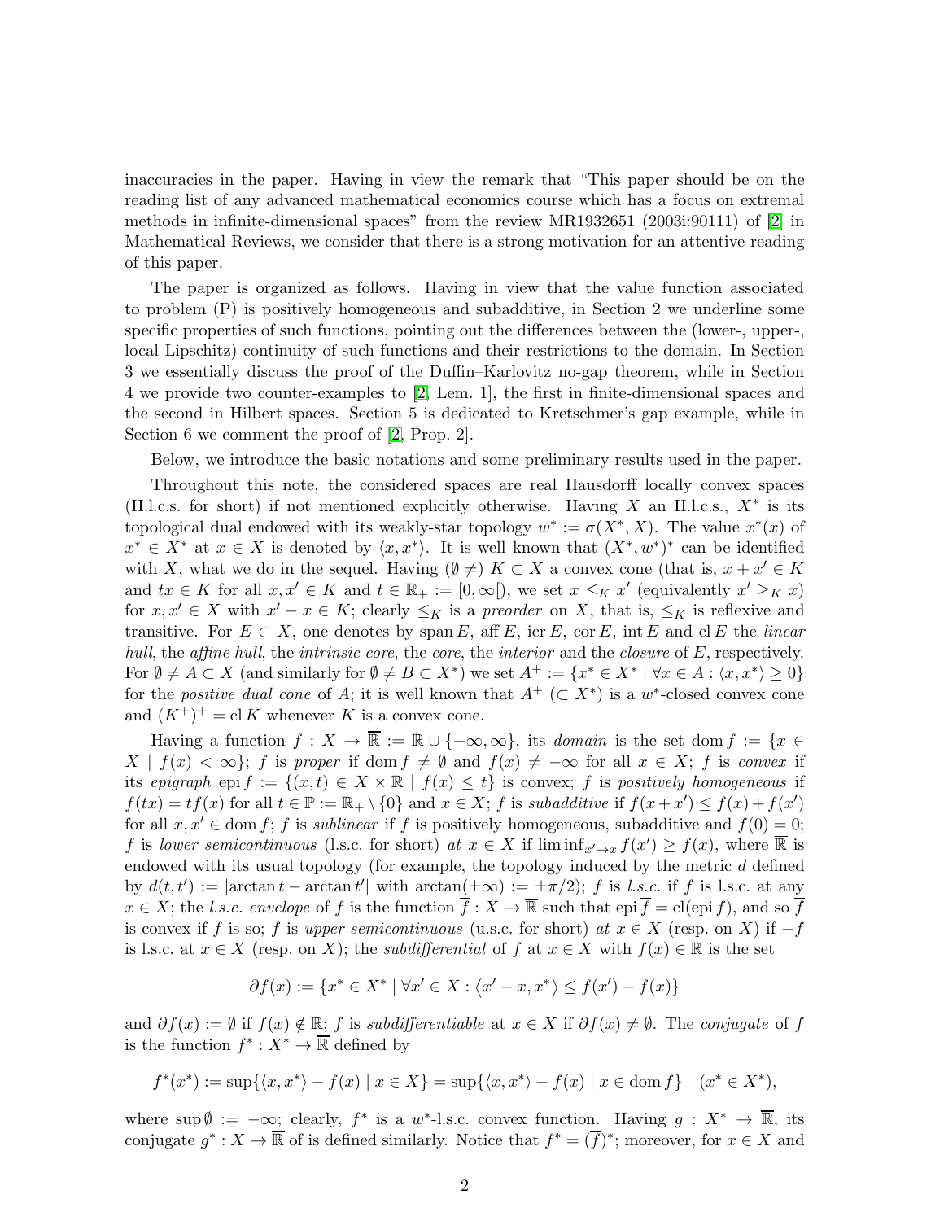inaccuracies in the paper. Having in view the remark that "This paper should be on the reading list of any advanced mathematical economics course which has a focus on extremal methods in infinite-dimensional spaces" from the review MR1932651 (2003i:90111) of [2] in Mathematical Reviews, we consider that there is a strong motivation for an attentive reading of this paper.

The paper is organized as follows. Having in view that the value function associated to problem (P) is positively homogeneous and subadditive, in Section 2 we underline some specific properties of such functions, pointing out the differences between the (lower-, upper-, local Lipschitz) continuity of such functions and their restrictions to the domain. In Section 3 we essentially discuss the proof of the Duffin–Karlovitz no-gap theorem, while in Section 4 we provide two counter-examples to [2, Lem. 1], the first in finite-dimensional spaces and the second in Hilbert spaces. Section 5 is dedicated to Kretschmer's gap example, while in Section 6 we comment the proof of [2, Prop. 2].

Below, we introduce the basic notations and some preliminary results used in the paper.

Throughout this note, the considered spaces are real Hausdorff locally convex spaces (H.l.c.s. for short) if not mentioned explicitly otherwise. Having $X$ an H.l.c.s., $X^*$ is its topological dual endowed with its weakly-star topology $w^* := \sigma(X^*, X)$. The value $x^*(x)$ of $x^* \in X^*$ at $x \in X$ is denoted by $\langle x, x^* \rangle$. It is well known that $(X^*, w^*)^*$ can be identified with $X$, what we do in the sequel. Having $(\emptyset \neq)\ K \subset X$ a convex cone (that is, $x + x' \in K$ and $tx \in K$ for all $x, x' \in K$ and $t \in \mathbb{R}_+ := [0, \infty[$), we set $x \leq_K x'$ (equivalently $x' \geq_K x$) for $x, x' \in X$ with $x' - x \in K$; clearly $\leq_K$ is a *preorder* on $X$, that is, $\leq_K$ is reflexive and transitive. For $E \subset X$, one denotes by $\operatorname{span} E$, $\operatorname{aff} E$, $\operatorname{icr} E$, $\operatorname{cor} E$, $\operatorname{int} E$ and $\operatorname{cl} E$ the *linear hull*, the *affine hull*, the *intrinsic core*, the *core*, the *interior* and the *closure* of $E$, respectively. For $\emptyset \neq A \subset X$ (and similarly for $\emptyset \neq B \subset X^*$) we set $A^+ := \{x^* \in X^* \mid \forall x \in A : \langle x, x^* \rangle \geq 0\}$ for the *positive dual cone* of $A$; it is well known that $A^+$ $(\subset X^*)$ is a $w^*$-closed convex cone and $(K^+)^+ = \operatorname{cl} K$ whenever $K$ is a convex cone.

Having a function $f : X \to \overline{\mathbb{R}} := \mathbb{R} \cup \{-\infty, \infty\}$, its *domain* is the set $\operatorname{dom} f := \{x \in X \mid f(x) < \infty\}$; $f$ is *proper* if $\operatorname{dom} f \neq \emptyset$ and $f(x) \neq -\infty$ for all $x \in X$; $f$ is *convex* if its *epigraph* $\operatorname{epi} f := \{(x, t) \in X \times \mathbb{R} \mid f(x) \leq t\}$ is convex; $f$ is *positively homogeneous* if $f(tx) = tf(x)$ for all $t \in \mathbb{P} := \mathbb{R}_+ \setminus \{0\}$ and $x \in X$; $f$ is *subadditive* if $f(x + x') \leq f(x) + f(x')$ for all $x, x' \in \operatorname{dom} f$; $f$ is *sublinear* if $f$ is positively homogeneous, subadditive and $f(0) = 0$; $f$ is *lower semicontinuous* (l.s.c. for short) *at* $x \in X$ if $\liminf_{x' \to x} f(x') \geq f(x)$, where $\overline{\mathbb{R}}$ is endowed with its usual topology (for example, the topology induced by the metric $d$ defined by $d(t, t') := |\arctan t - \arctan t'|$ with $\arctan(\pm\infty) := \pm\pi/2$); $f$ is *l.s.c.* if $f$ is l.s.c. at any $x \in X$; the *l.s.c. envelope* of $f$ is the function $\overline{f} : X \to \overline{\mathbb{R}}$ such that $\operatorname{epi} \overline{f} = \operatorname{cl}(\operatorname{epi} f)$, and so $\overline{f}$ is convex if $f$ is so; $f$ is *upper semicontinuous* (u.s.c. for short) *at* $x \in X$ (resp. on $X$) if $-f$ is l.s.c. at $x \in X$ (resp. on $X$); the *subdifferential* of $f$ at $x \in X$ with $f(x) \in \mathbb{R}$ is the set

$$\partial f(x) := \{x^* \in X^* \mid \forall x' \in X : \langle x' - x, x^* \rangle \leq f(x') - f(x)\}$$

and $\partial f(x) := \emptyset$ if $f(x) \notin \mathbb{R}$; $f$ is *subdifferentiable* at $x \in X$ if $\partial f(x) \neq \emptyset$. The *conjugate* of $f$ is the function $f^* : X^* \to \overline{\mathbb{R}}$ defined by

$$f^*(x^*) := \sup\{\langle x, x^* \rangle - f(x) \mid x \in X\} = \sup\{\langle x, x^* \rangle - f(x) \mid x \in \operatorname{dom} f\} \quad (x^* \in X^*),$$

where $\sup \emptyset := -\infty$; clearly, $f^*$ is a $w^*$-l.s.c. convex function. Having $g : X^* \to \overline{\mathbb{R}}$, its conjugate $g^* : X \to \overline{\mathbb{R}}$ of is defined similarly. Notice that $f^* = (\overline{f})^*$; moreover, for $x \in X$ and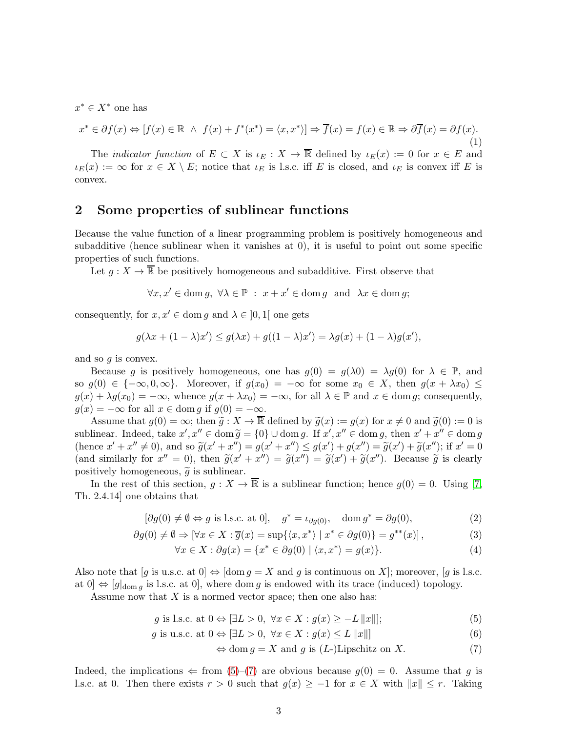$x^* \in X^*$ one has

$$x^* \in \partial f(x) \Leftrightarrow [f(x) \in \mathbb{R} \ \wedge \ f(x) + f^*(x^*) = \langle x, x^* \rangle] \Rightarrow \overline{f}(x) = f(x) \in \mathbb{R} \Rightarrow \partial \overline{f}(x) = \partial f(x). \tag{1}$$

The *indicator function* of $E \subset X$ is $\iota_E : X \to \overline{\mathbb{R}}$ defined by $\iota_E(x) := 0$ for $x \in E$ and $\iota_E(x) := \infty$ for $x \in X \setminus E$; notice that $\iota_E$ is l.s.c. iff $E$ is closed, and $\iota_E$ is convex iff $E$ is convex.

## 2 Some properties of sublinear functions

Because the value function of a linear programming problem is positively homogeneous and subadditive (hence sublinear when it vanishes at 0), it is useful to point out some specific properties of such functions.

Let $g : X \to \overline{\mathbb{R}}$ be positively homogeneous and subadditive. First observe that

$$\forall x, x' \in \operatorname{dom} g, \ \forall \lambda \in \mathbb{P} \ : \ x + x' \in \operatorname{dom} g \ \text{ and } \ \lambda x \in \operatorname{dom} g;$$

consequently, for $x, x' \in \operatorname{dom} g$ and $\lambda \in ]0, 1[$ one gets

$$g(\lambda x + (1 - \lambda)x') \leq g(\lambda x) + g((1 - \lambda)x') = \lambda g(x) + (1 - \lambda)g(x'),$$

and so $g$ is convex.

Because $g$ is positively homogeneous, one has $g(0) = g(\lambda 0) = \lambda g(0)$ for $\lambda \in \mathbb{P}$, and so $g(0) \in \{-\infty, 0, \infty\}$. Moreover, if $g(x_0) = -\infty$ for some $x_0 \in X$, then $g(x + \lambda x_0) \leq g(x) + \lambda g(x_0) = -\infty$, whence $g(x + \lambda x_0) = -\infty$, for all $\lambda \in \mathbb{P}$ and $x \in \operatorname{dom} g$; consequently, $g(x) = -\infty$ for all $x \in \operatorname{dom} g$ if $g(0) = -\infty$.

Assume that $g(0) = \infty$; then $\widetilde{g} : X \to \overline{\mathbb{R}}$ defined by $\widetilde{g}(x) := g(x)$ for $x \neq 0$ and $\widetilde{g}(0) := 0$ is sublinear. Indeed, take $x', x'' \in \operatorname{dom} \widetilde{g} = \{0\} \cup \operatorname{dom} g$. If $x', x'' \in \operatorname{dom} g$, then $x' + x'' \in \operatorname{dom} g$ (hence $x' + x'' \neq 0$), and so $\widetilde{g}(x' + x'') = g(x' + x'') \leq g(x') + g(x'') = \widetilde{g}(x') + \widetilde{g}(x'')$; if $x' = 0$ (and similarly for $x'' = 0$), then $\widetilde{g}(x' + x'') = \widetilde{g}(x'') = \widetilde{g}(x') + \widetilde{g}(x'')$. Because $\widetilde{g}$ is clearly positively homogeneous, $\widetilde{g}$ is sublinear.

In the rest of this section, $g : X \to \overline{\mathbb{R}}$ is a sublinear function; hence $g(0) = 0$. Using [7, Th. 2.4.14] one obtains that

$$[\partial g(0) \neq \emptyset \Leftrightarrow g \text{ is l.s.c. at } 0], \quad g^* = \iota_{\partial g(0)}, \quad \operatorname{dom} g^* = \partial g(0), \tag{2}$$

$$\partial g(0) \neq \emptyset \Rightarrow [\forall x \in X : \overline{g}(x) = \sup\{\langle x, x^* \rangle \mid x^* \in \partial g(0)\} = g^{**}(x)], \tag{3}$$

$$\forall x \in X : \partial g(x) = \{x^* \in \partial g(0) \mid \langle x, x^* \rangle = g(x)\}. \tag{4}$$

Also note that [$g$ is u.s.c. at 0] $\Leftrightarrow$ [$\operatorname{dom} g = X$ and $g$ is continuous on $X$]; moreover, [$g$ is l.s.c. at 0] $\Leftrightarrow$ [$g|_{\operatorname{dom} g}$ is l.s.c. at 0], where $\operatorname{dom} g$ is endowed with its trace (induced) topology.

Assume now that $X$ is a normed vector space; then one also has:

$$g \text{ is l.s.c. at } 0 \Leftrightarrow [\exists L > 0, \ \forall x \in X : g(x) \geq -L \|x\|]; \tag{5}$$

$$g \text{ is u.s.c. at } 0 \Leftrightarrow [\exists L > 0, \ \forall x \in X : g(x) \leq L \|x\|] \tag{6}$$

$$\Leftrightarrow \operatorname{dom} g = X \text{ and } g \text{ is } (L\text{-})\text{Lipschitz on } X. \tag{7}$$

Indeed, the implications $\Leftarrow$ from (5)–(7) are obvious because $g(0) = 0$. Assume that $g$ is l.s.c. at 0. Then there exists $r > 0$ such that $g(x) \geq -1$ for $x \in X$ with $\|x\| \leq r$. Taking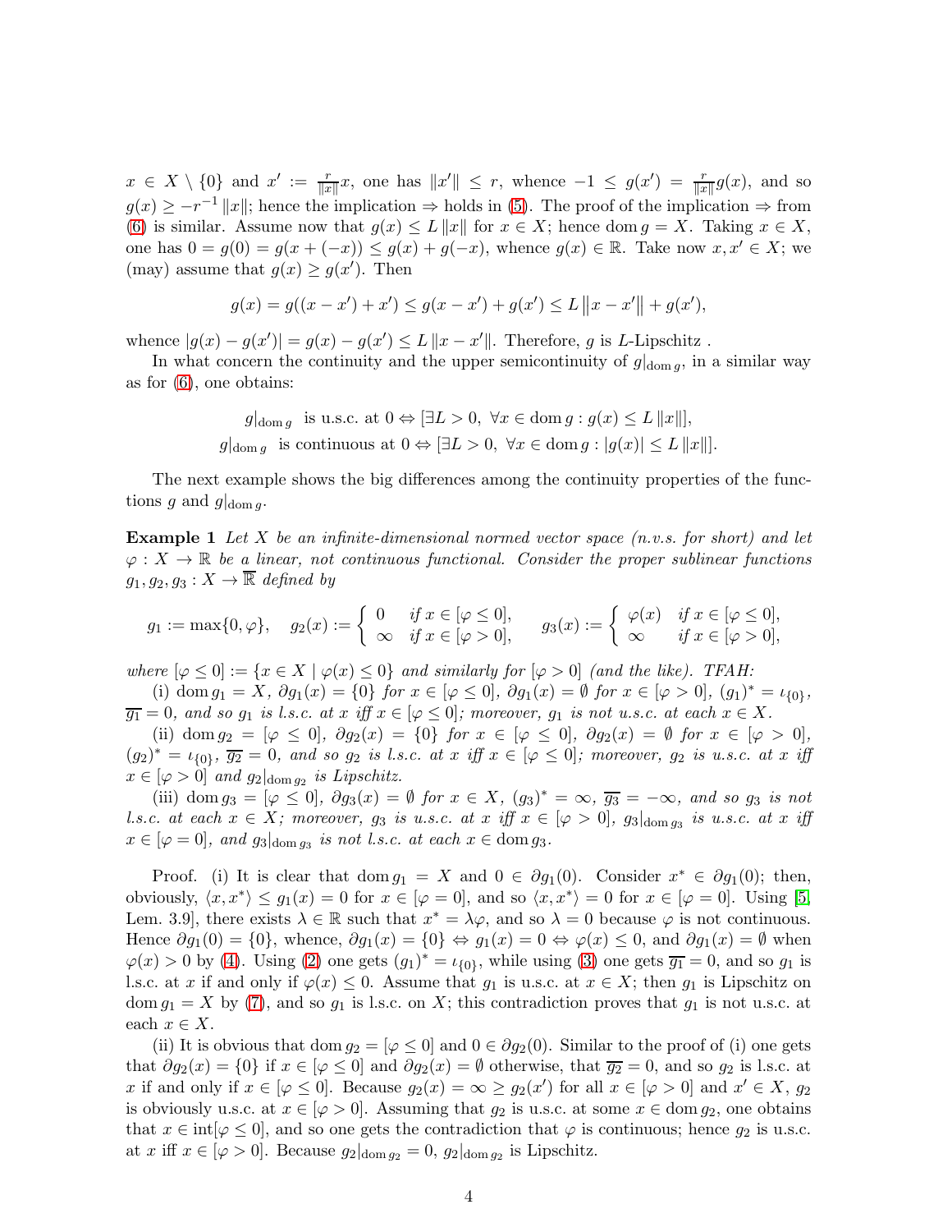$x \in X \setminus \{0\}$ and $x' := \frac{r}{\|x\|}x$, one has $\|x'\| \leq r$, whence $-1 \leq g(x') = \frac{r}{\|x\|}g(x)$, and so $g(x) \geq -r^{-1}\|x\|$; hence the implication $\Rightarrow$ holds in (5). The proof of the implication $\Rightarrow$ from (6) is similar. Assume now that $g(x) \leq L\|x\|$ for $x \in X$; hence $\operatorname{dom} g = X$. Taking $x \in X$, one has $0 = g(0) = g(x + (-x)) \leq g(x) + g(-x)$, whence $g(x) \in \mathbb{R}$. Take now $x, x' \in X$; we (may) assume that $g(x) \geq g(x')$. Then

$$g(x) = g((x - x') + x') \leq g(x - x') + g(x') \leq L\|x - x'\| + g(x'),$$

whence $|g(x) - g(x')| = g(x) - g(x') \leq L\|x - x'\|$. Therefore, $g$ is $L$-Lipschitz .

In what concern the continuity and the upper semicontinuity of $g|_{\operatorname{dom} g}$, in a similar way as for (6), one obtains:

$$g|_{\operatorname{dom} g} \text{ is u.s.c. at } 0 \Leftrightarrow [\exists L > 0,\ \forall x \in \operatorname{dom} g : g(x) \leq L\|x\|],$$
$$g|_{\operatorname{dom} g} \text{ is continuous at } 0 \Leftrightarrow [\exists L > 0,\ \forall x \in \operatorname{dom} g : |g(x)| \leq L\|x\|].$$

The next example shows the big differences among the continuity properties of the functions $g$ and $g|_{\operatorname{dom} g}$.

**Example 1** *Let $X$ be an infinite-dimensional normed vector space (n.v.s. for short) and let $\varphi : X \to \mathbb{R}$ be a linear, not continuous functional. Consider the proper sublinear functions $g_1, g_2, g_3 : X \to \overline{\mathbb{R}}$ defined by*

$$g_1 := \max\{0, \varphi\}, \quad g_2(x) := \begin{cases} 0 & \text{if } x \in [\varphi \leq 0], \\ \infty & \text{if } x \in [\varphi > 0], \end{cases} \quad g_3(x) := \begin{cases} \varphi(x) & \text{if } x \in [\varphi \leq 0], \\ \infty & \text{if } x \in [\varphi > 0], \end{cases}$$

*where $[\varphi \leq 0] := \{x \in X \mid \varphi(x) \leq 0\}$ and similarly for $[\varphi > 0]$ (and the like). TFAH:*

*(i) $\operatorname{dom} g_1 = X$, $\partial g_1(x) = \{0\}$ for $x \in [\varphi \leq 0]$, $\partial g_1(x) = \emptyset$ for $x \in [\varphi > 0]$, $(g_1)^* = \iota_{\{0\}}$, $\overline{g_1} = 0$, and so $g_1$ is l.s.c. at $x$ iff $x \in [\varphi \leq 0]$; moreover, $g_1$ is not u.s.c. at each $x \in X$.*

*(ii) $\operatorname{dom} g_2 = [\varphi \leq 0]$, $\partial g_2(x) = \{0\}$ for $x \in [\varphi \leq 0]$, $\partial g_2(x) = \emptyset$ for $x \in [\varphi > 0]$, $(g_2)^* = \iota_{\{0\}}$, $\overline{g_2} = 0$, and so $g_2$ is l.s.c. at $x$ iff $x \in [\varphi \leq 0]$; moreover, $g_2$ is u.s.c. at $x$ iff $x \in [\varphi > 0]$ and $g_2|_{\operatorname{dom} g_2}$ is Lipschitz.*

*(iii) $\operatorname{dom} g_3 = [\varphi \leq 0]$, $\partial g_3(x) = \emptyset$ for $x \in X$, $(g_3)^* = \infty$, $\overline{g_3} = -\infty$, and so $g_3$ is not l.s.c. at each $x \in X$; moreover, $g_3$ is u.s.c. at $x$ iff $x \in [\varphi > 0]$, $g_3|_{\operatorname{dom} g_3}$ is u.s.c. at $x$ iff $x \in [\varphi = 0]$, and $g_3|_{\operatorname{dom} g_3}$ is not l.s.c. at each $x \in \operatorname{dom} g_3$.*

Proof. (i) It is clear that $\operatorname{dom} g_1 = X$ and $0 \in \partial g_1(0)$. Consider $x^* \in \partial g_1(0)$; then, obviously, $\langle x, x^* \rangle \leq g_1(x) = 0$ for $x \in [\varphi = 0]$, and so $\langle x, x^* \rangle = 0$ for $x \in [\varphi = 0]$. Using [5, Lem. 3.9], there exists $\lambda \in \mathbb{R}$ such that $x^* = \lambda\varphi$, and so $\lambda = 0$ because $\varphi$ is not continuous. Hence $\partial g_1(0) = \{0\}$, whence, $\partial g_1(x) = \{0\} \Leftrightarrow g_1(x) = 0 \Leftrightarrow \varphi(x) \leq 0$, and $\partial g_1(x) = \emptyset$ when $\varphi(x) > 0$ by (4). Using (2) one gets $(g_1)^* = \iota_{\{0\}}$, while using (3) one gets $\overline{g_1} = 0$, and so $g_1$ is l.s.c. at $x$ if and only if $\varphi(x) \leq 0$. Assume that $g_1$ is u.s.c. at $x \in X$; then $g_1$ is Lipschitz on $\operatorname{dom} g_1 = X$ by (7), and so $g_1$ is l.s.c. on $X$; this contradiction proves that $g_1$ is not u.s.c. at each $x \in X$.

(ii) It is obvious that $\operatorname{dom} g_2 = [\varphi \leq 0]$ and $0 \in \partial g_2(0)$. Similar to the proof of (i) one gets that $\partial g_2(x) = \{0\}$ if $x \in [\varphi \leq 0]$ and $\partial g_2(x) = \emptyset$ otherwise, that $\overline{g_2} = 0$, and so $g_2$ is l.s.c. at $x$ if and only if $x \in [\varphi \leq 0]$. Because $g_2(x) = \infty \geq g_2(x')$ for all $x \in [\varphi > 0]$ and $x' \in X$, $g_2$ is obviously u.s.c. at $x \in [\varphi > 0]$. Assuming that $g_2$ is u.s.c. at some $x \in \operatorname{dom} g_2$, one obtains that $x \in \operatorname{int}[\varphi \leq 0]$, and so one gets the contradiction that $\varphi$ is continuous; hence $g_2$ is u.s.c. at $x$ iff $x \in [\varphi > 0]$. Because $g_2|_{\operatorname{dom} g_2} = 0$, $g_2|_{\operatorname{dom} g_2}$ is Lipschitz.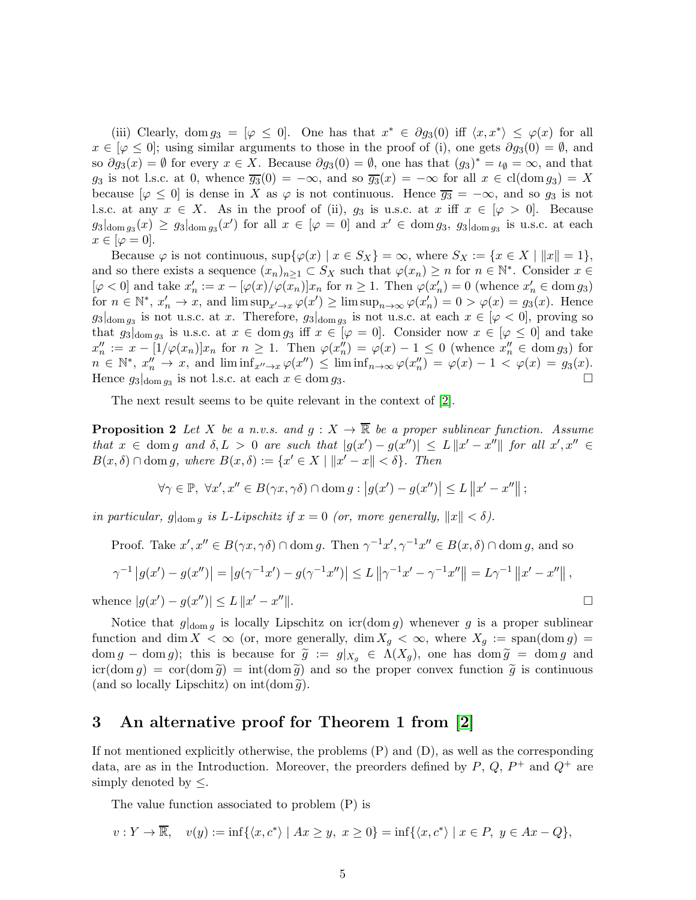(iii) Clearly, $\operatorname{dom} g_3 = [\varphi \leq 0]$. One has that $x^* \in \partial g_3(0)$ iff $\langle x, x^*\rangle \leq \varphi(x)$ for all $x \in [\varphi \leq 0]$; using similar arguments to those in the proof of (i), one gets $\partial g_3(0) = \emptyset$, and so $\partial g_3(x) = \emptyset$ for every $x \in X$. Because $\partial g_3(0) = \emptyset$, one has that $(g_3)^* = \iota_\emptyset = \infty$, and that $g_3$ is not l.s.c. at 0, whence $\overline{g_3}(0) = -\infty$, and so $\overline{g_3}(x) = -\infty$ for all $x \in \operatorname{cl}(\operatorname{dom} g_3) = X$ because $[\varphi \leq 0]$ is dense in $X$ as $\varphi$ is not continuous. Hence $\overline{g_3} = -\infty$, and so $g_3$ is not l.s.c. at any $x \in X$. As in the proof of (ii), $g_3$ is u.s.c. at $x$ iff $x \in [\varphi > 0]$. Because $g_3|_{\operatorname{dom} g_3}(x) \geq g_3|_{\operatorname{dom} g_3}(x')$ for all $x \in [\varphi = 0]$ and $x' \in \operatorname{dom} g_3$, $g_3|_{\operatorname{dom} g_3}$ is u.s.c. at each $x \in [\varphi = 0]$.

Because $\varphi$ is not continuous, $\sup\{\varphi(x) \mid x \in S_X\} = \infty$, where $S_X := \{x \in X \mid \|x\| = 1\}$, and so there exists a sequence $(x_n)_{n\geq 1} \subset S_X$ such that $\varphi(x_n) \geq n$ for $n \in \mathbb{N}^*$. Consider $x \in [\varphi < 0]$ and take $x'_n := x - [\varphi(x)/\varphi(x_n)]x_n$ for $n \geq 1$. Then $\varphi(x'_n) = 0$ (whence $x'_n \in \operatorname{dom} g_3$) for $n \in \mathbb{N}^*$, $x'_n \to x$, and $\limsup_{x'\to x} \varphi(x') \geq \limsup_{n\to\infty} \varphi(x'_n) = 0 > \varphi(x) = g_3(x)$. Hence $g_3|_{\operatorname{dom} g_3}$ is not u.s.c. at $x$. Therefore, $g_3|_{\operatorname{dom} g_3}$ is not u.s.c. at each $x \in [\varphi < 0]$, proving so that $g_3|_{\operatorname{dom} g_3}$ is u.s.c. at $x \in \operatorname{dom} g_3$ iff $x \in [\varphi = 0]$. Consider now $x \in [\varphi \leq 0]$ and take $x''_n := x - [1/\varphi(x_n)]x_n$ for $n \geq 1$. Then $\varphi(x''_n) = \varphi(x) - 1 \leq 0$ (whence $x''_n \in \operatorname{dom} g_3$) for $n \in \mathbb{N}^*$, $x''_n \to x$, and $\liminf_{x''\to x} \varphi(x'') \leq \liminf_{n\to\infty} \varphi(x''_n) = \varphi(x) - 1 < \varphi(x) = g_3(x)$. Hence $g_3|_{\operatorname{dom} g_3}$ is not l.s.c. at each $x \in \operatorname{dom} g_3$. □

The next result seems to be quite relevant in the context of [2].

**Proposition 2** *Let $X$ be a n.v.s. and $g : X \to \overline{\mathbb{R}}$ be a proper sublinear function. Assume that $x \in \operatorname{dom} g$ and $\delta, L > 0$ are such that $|g(x') - g(x'')| \leq L\|x' - x''\|$ for all $x', x'' \in B(x, \delta) \cap \operatorname{dom} g$, where $B(x, \delta) := \{x' \in X \mid \|x' - x\| < \delta\}$. Then*

$$\forall \gamma \in \mathbb{P},\ \forall x', x'' \in B(\gamma x, \gamma\delta) \cap \operatorname{dom} g : \left|g(x') - g(x'')\right| \leq L\left\|x' - x''\right\|;$$

*in particular, $g|_{\operatorname{dom} g}$ is $L$-Lipschitz if $x = 0$ (or, more generally, $\|x\| < \delta$).*

Proof. Take $x', x'' \in B(\gamma x, \gamma\delta) \cap \operatorname{dom} g$. Then $\gamma^{-1}x', \gamma^{-1}x'' \in B(x, \delta) \cap \operatorname{dom} g$, and so

$$\gamma^{-1}\left|g(x') - g(x'')\right| = \left|g(\gamma^{-1}x') - g(\gamma^{-1}x'')\right| \leq L\left\|\gamma^{-1}x' - \gamma^{-1}x''\right\| = L\gamma^{-1}\left\|x' - x''\right\|,$$

whence $|g(x') - g(x'')| \leq L\|x' - x''\|$. □

Notice that $g|_{\operatorname{dom} g}$ is locally Lipschitz on $\operatorname{icr}(\operatorname{dom} g)$ whenever $g$ is a proper sublinear function and $\dim X < \infty$ (or, more generally, $\dim X_g < \infty$, where $X_g := \operatorname{span}(\operatorname{dom} g) = \operatorname{dom} g - \operatorname{dom} g$); this is because for $\widetilde{g} := g|_{X_g} \in \Lambda(X_g)$, one has $\operatorname{dom} \widetilde{g} = \operatorname{dom} g$ and $\operatorname{icr}(\operatorname{dom} g) = \operatorname{cor}(\operatorname{dom} \widetilde{g}) = \operatorname{int}(\operatorname{dom} \widetilde{g})$ and so the proper convex function $\widetilde{g}$ is continuous (and so locally Lipschitz) on $\operatorname{int}(\operatorname{dom} \widetilde{g})$.

## 3 An alternative proof for Theorem 1 from [2]

If not mentioned explicitly otherwise, the problems (P) and (D), as well as the corresponding data, are as in the Introduction. Moreover, the preorders defined by $P$, $Q$, $P^+$ and $Q^+$ are simply denoted by $\leq$.

The value function associated to problem (P) is

$$v : Y \to \overline{\mathbb{R}}, \quad v(y) := \inf\{\langle x, c^*\rangle \mid Ax \geq y,\ x \geq 0\} = \inf\{\langle x, c^*\rangle \mid x \in P,\ y \in Ax - Q\},$$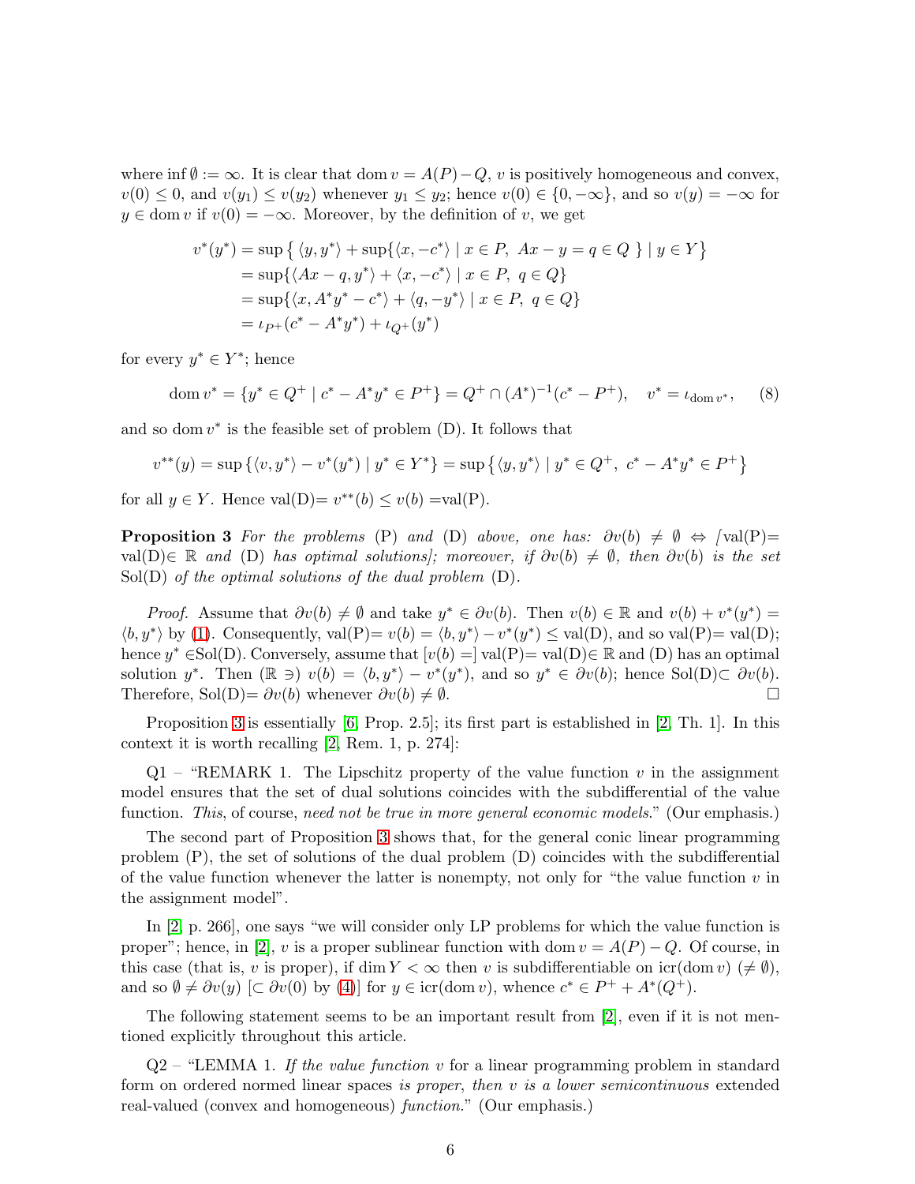where $\inf \emptyset := \infty$. It is clear that $\operatorname{dom} v = A(P) - Q$, $v$ is positively homogeneous and convex, $v(0) \leq 0$, and $v(y_1) \leq v(y_2)$ whenever $y_1 \leq y_2$; hence $v(0) \in \{0, -\infty\}$, and so $v(y) = -\infty$ for $y \in \operatorname{dom} v$ if $v(0) = -\infty$. Moreover, by the definition of $v$, we get

$$
\begin{aligned}
v^*(y^*) &= \sup \left\{ \langle y, y^* \rangle + \sup\{\langle x, -c^* \rangle \mid x \in P,\ Ax - y = q \in Q \} \mid y \in Y \right\} \\
&= \sup\{\langle Ax - q, y^* \rangle + \langle x, -c^* \rangle \mid x \in P,\ q \in Q\} \\
&= \sup\{\langle x, A^* y^* - c^* \rangle + \langle q, -y^* \rangle \mid x \in P,\ q \in Q\} \\
&= \iota_{P^+}(c^* - A^* y^*) + \iota_{Q^+}(y^*)
\end{aligned}
$$

for every $y^* \in Y^*$; hence

$$
\operatorname{dom} v^* = \{y^* \in Q^+ \mid c^* - A^* y^* \in P^+\} = Q^+ \cap (A^*)^{-1}(c^* - P^+), \quad v^* = \iota_{\operatorname{dom} v^*}, \tag{8}
$$

and so $\operatorname{dom} v^*$ is the feasible set of problem (D). It follows that

$$
v^{**}(y) = \sup \{\langle v, y^* \rangle - v^*(y^*) \mid y^* \in Y^*\} = \sup \left\{ \langle y, y^* \rangle \mid y^* \in Q^+,\ c^* - A^* y^* \in P^+ \right\}
$$

for all $y \in Y$. Hence val(D)$= v^{**}(b) \leq v(b) =$val(P).

**Proposition 3** *For the problems* (P) *and* (D) *above, one has:* $\partial v(b) \neq \emptyset \Leftrightarrow$ *[*val(P)$=$ val(D)$\in \mathbb{R}$ *and* (D) *has optimal solutions]; moreover, if* $\partial v(b) \neq \emptyset$*, then* $\partial v(b)$ *is the set* Sol(D) *of the optimal solutions of the dual problem* (D).

*Proof.* Assume that $\partial v(b) \neq \emptyset$ and take $y^* \in \partial v(b)$. Then $v(b) \in \mathbb{R}$ and $v(b) + v^*(y^*) = \langle b, y^* \rangle$ by (1). Consequently, val(P)$= v(b) = \langle b, y^* \rangle - v^*(y^*) \leq$ val(D), and so val(P)$=$ val(D); hence $y^* \in$Sol(D). Conversely, assume that $[v(b) =]$ val(P)$=$ val(D)$\in \mathbb{R}$ and (D) has an optimal solution $y^*$. Then $(\mathbb{R} \ni)\ v(b) = \langle b, y^* \rangle - v^*(y^*)$, and so $y^* \in \partial v(b)$; hence Sol(D)$\subset \partial v(b)$. Therefore, Sol(D)$= \partial v(b)$ whenever $\partial v(b) \neq \emptyset$. $\square$

Proposition 3 is essentially [6, Prop. 2.5]; its first part is established in [2, Th. 1]. In this context it is worth recalling [2, Rem. 1, p. 274]:

Q1 – "REMARK 1. The Lipschitz property of the value function $v$ in the assignment model ensures that the set of dual solutions coincides with the subdifferential of the value function. *This*, of course, *need not be true in more general economic models*." (Our emphasis.)

The second part of Proposition 3 shows that, for the general conic linear programming problem (P), the set of solutions of the dual problem (D) coincides with the subdifferential of the value function whenever the latter is nonempty, not only for "the value function $v$ in the assignment model".

In [2, p. 266], one says "we will consider only LP problems for which the value function is proper"; hence, in [2], $v$ is a proper sublinear function with $\operatorname{dom} v = A(P) - Q$. Of course, in this case (that is, $v$ is proper), if $\dim Y < \infty$ then $v$ is subdifferentiable on $\operatorname{icr}(\operatorname{dom} v)$ $(\neq \emptyset)$, and so $\emptyset \neq \partial v(y)$ $[\subset \partial v(0)$ by (4)$]$ for $y \in \operatorname{icr}(\operatorname{dom} v)$, whence $c^* \in P^+ + A^*(Q^+)$.

The following statement seems to be an important result from [2], even if it is not mentioned explicitly throughout this article.

Q2 – "LEMMA 1. *If the value function* $v$ for a linear programming problem in standard form on ordered normed linear spaces *is proper*, *then* $v$ *is a lower semicontinuous* extended real-valued (convex and homogeneous) *function*." (Our emphasis.)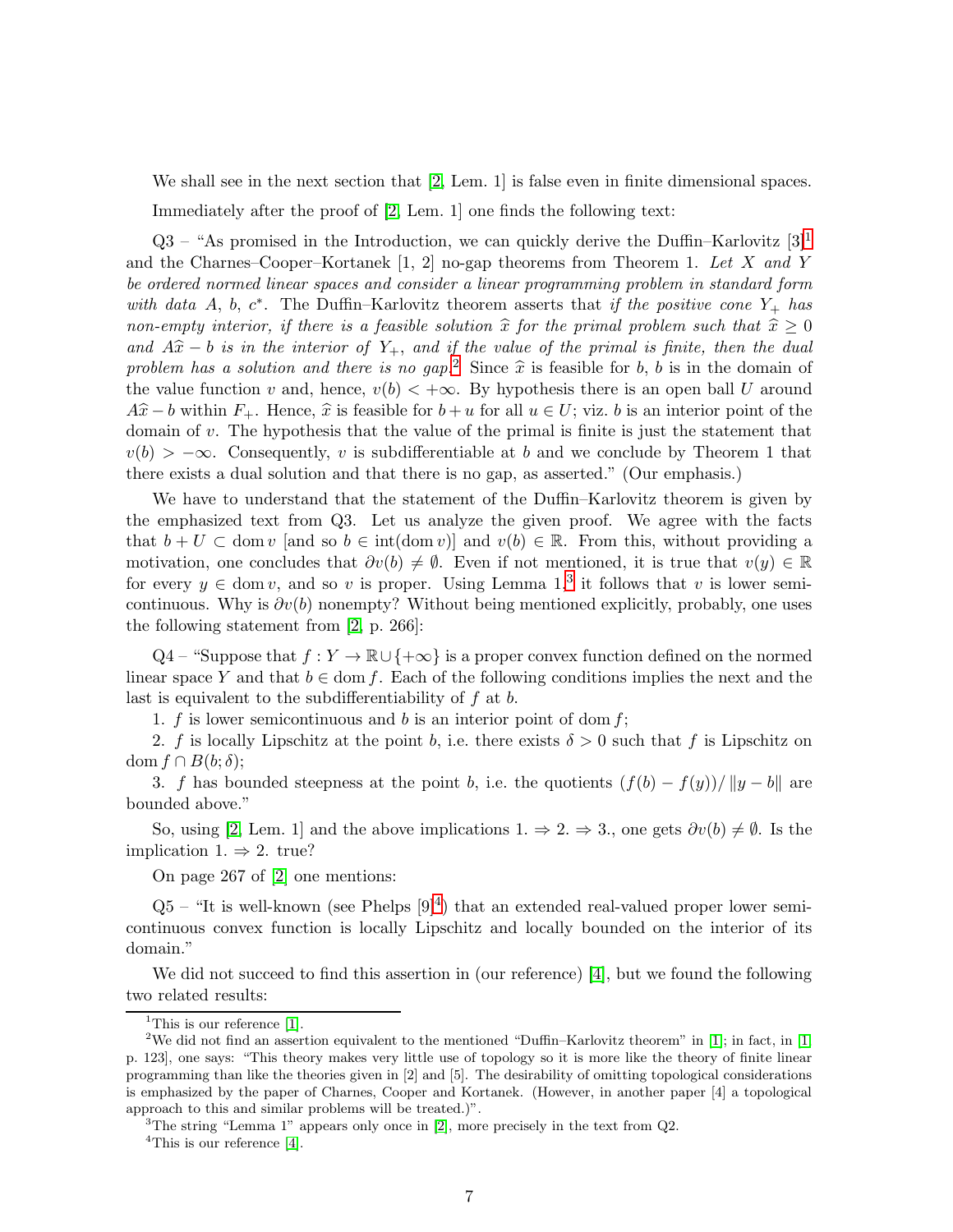We shall see in the next section that [2, Lem. 1] is false even in finite dimensional spaces.

Immediately after the proof of [2, Lem. 1] one finds the following text:

Q3 – "As promised in the Introduction, we can quickly derive the Duffin–Karlovitz [3][1] and the Charnes–Cooper–Kortanek [1, 2] no-gap theorems from Theorem 1. *Let $X$ and $Y$ be ordered normed linear spaces and consider a linear programming problem in standard form with data $A$, $b$, $c^*$.* The Duffin–Karlovitz theorem asserts that *if the positive cone $Y_+$ has non-empty interior, if there is a feasible solution $\widehat{x}$ for the primal problem such that $\widehat{x} \geq 0$ and $A\widehat{x} - b$ is in the interior of $Y_+$, and if the value of the primal is finite, then the dual problem has a solution and there is no gap*.[2] Since $\widehat{x}$ is feasible for $b$, $b$ is in the domain of the value function $v$ and, hence, $v(b) < +\infty$. By hypothesis there is an open ball $U$ around $A\widehat{x} - b$ within $F_+$. Hence, $\widehat{x}$ is feasible for $b + u$ for all $u \in U$; viz. $b$ is an interior point of the domain of $v$. The hypothesis that the value of the primal is finite is just the statement that $v(b) > -\infty$. Consequently, $v$ is subdifferentiable at $b$ and we conclude by Theorem 1 that there exists a dual solution and that there is no gap, as asserted." (Our emphasis.)

We have to understand that the statement of the Duffin–Karlovitz theorem is given by the emphasized text from Q3. Let us analyze the given proof. We agree with the facts that $b + U \subset \operatorname{dom} v$ [and so $b \in \operatorname{int}(\operatorname{dom} v)$] and $v(b) \in \mathbb{R}$. From this, without providing a motivation, one concludes that $\partial v(b) \neq \emptyset$. Even if not mentioned, it is true that $v(y) \in \mathbb{R}$ for every $y \in \operatorname{dom} v$, and so $v$ is proper. Using Lemma 1,[3] it follows that $v$ is lower semicontinuous. Why is $\partial v(b)$ nonempty? Without being mentioned explicitly, probably, one uses the following statement from [2, p. 266]:

Q4 – "Suppose that $f : Y \to \mathbb{R} \cup \{+\infty\}$ is a proper convex function defined on the normed linear space $Y$ and that $b \in \operatorname{dom} f$. Each of the following conditions implies the next and the last is equivalent to the subdifferentiability of $f$ at $b$.

1. $f$ is lower semicontinuous and $b$ is an interior point of $\operatorname{dom} f$;

2. $f$ is locally Lipschitz at the point $b$, i.e. there exists $\delta > 0$ such that $f$ is Lipschitz on $\operatorname{dom} f \cap B(b; \delta)$;

3. $f$ has bounded steepness at the point $b$, i.e. the quotients $(f(b) - f(y))/\|y - b\|$ are bounded above."

So, using [2, Lem. 1] and the above implications 1. $\Rightarrow$ 2. $\Rightarrow$ 3., one gets $\partial v(b) \neq \emptyset$. Is the implication 1. $\Rightarrow$ 2. true?

On page 267 of [2] one mentions:

Q5 – "It is well-known (see Phelps [9][4]) that an extended real-valued proper lower semicontinuous convex function is locally Lipschitz and locally bounded on the interior of its domain."

We did not succeed to find this assertion in (our reference) [4], but we found the following two related results:

---

[1] This is our reference [1].

[2] We did not find an assertion equivalent to the mentioned "Duffin–Karlovitz theorem" in [1]; in fact, in [1, p. 123], one says: "This theory makes very little use of topology so it is more like the theory of finite linear programming than like the theories given in [2] and [5]. The desirability of omitting topological considerations is emphasized by the paper of Charnes, Cooper and Kortanek. (However, in another paper [4] a topological approach to this and similar problems will be treated.)".

[3] The string "Lemma 1" appears only once in [2], more precisely in the text from Q2.

[4] This is our reference [4].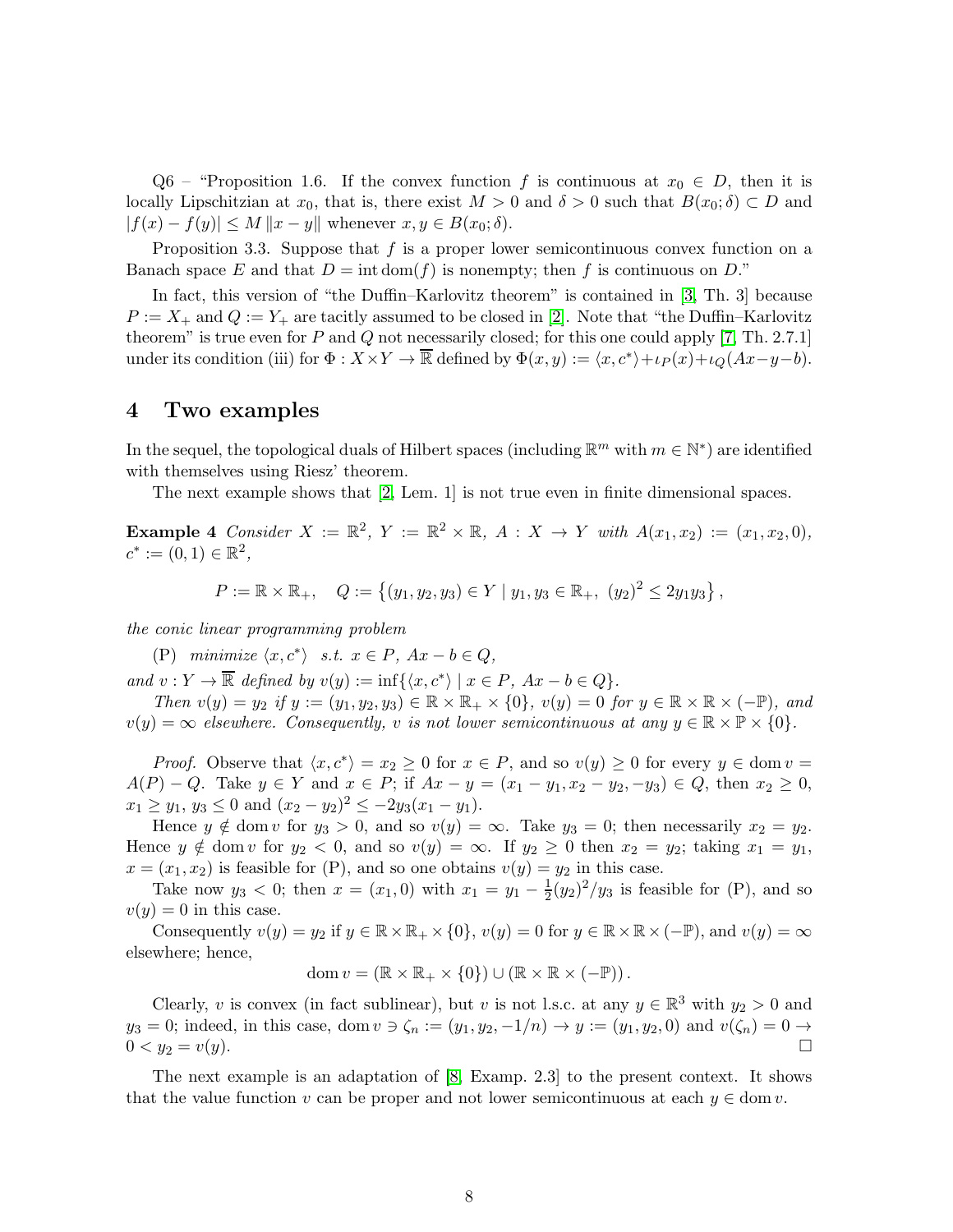Q6 – "Proposition 1.6. If the convex function $f$ is continuous at $x_0 \in D$, then it is locally Lipschitzian at $x_0$, that is, there exist $M > 0$ and $\delta > 0$ such that $B(x_0;\delta) \subset D$ and $|f(x) - f(y)| \leq M \|x - y\|$ whenever $x, y \in B(x_0;\delta)$.

Proposition 3.3. Suppose that $f$ is a proper lower semicontinuous convex function on a Banach space $E$ and that $D = \operatorname{int} \operatorname{dom}(f)$ is nonempty; then $f$ is continuous on $D$."

In fact, this version of "the Duffin–Karlovitz theorem" is contained in [3, Th. 3] because $P := X_+$ and $Q := Y_+$ are tacitly assumed to be closed in [2]. Note that "the Duffin–Karlovitz theorem" is true even for $P$ and $Q$ not necessarily closed; for this one could apply [7, Th. 2.7.1] under its condition (iii) for $\Phi : X \times Y \to \overline{\mathbb{R}}$ defined by $\Phi(x, y) := \langle x, c^* \rangle + \iota_P(x) + \iota_Q(Ax - y - b)$.

## 4 Two examples

In the sequel, the topological duals of Hilbert spaces (including $\mathbb{R}^m$ with $m \in \mathbb{N}^*$) are identified with themselves using Riesz' theorem.

The next example shows that [2, Lem. 1] is not true even in finite dimensional spaces.

**Example 4** *Consider $X := \mathbb{R}^2$, $Y := \mathbb{R}^2 \times \mathbb{R}$, $A : X \to Y$ with $A(x_1, x_2) := (x_1, x_2, 0)$, $c^* := (0, 1) \in \mathbb{R}^2$,*

$$P := \mathbb{R} \times \mathbb{R}_+, \quad Q := \left\{(y_1, y_2, y_3) \in Y \mid y_1, y_3 \in \mathbb{R}_+,\ (y_2)^2 \leq 2y_1y_3\right\},$$

*the conic linear programming problem*

(P) *minimize $\langle x, c^* \rangle$ s.t. $x \in P$, $Ax - b \in Q$,*

*and $v : Y \to \overline{\mathbb{R}}$ defined by $v(y) := \inf\{\langle x, c^* \rangle \mid x \in P,\ Ax - b \in Q\}$.*

*Then $v(y) = y_2$ if $y := (y_1, y_2, y_3) \in \mathbb{R} \times \mathbb{R}_+ \times \{0\}$, $v(y) = 0$ for $y \in \mathbb{R} \times \mathbb{R} \times (-\mathbb{P})$, and $v(y) = \infty$ elsewhere. Consequently, $v$ is not lower semicontinuous at any $y \in \mathbb{R} \times \mathbb{P} \times \{0\}$.*

*Proof.* Observe that $\langle x, c^* \rangle = x_2 \geq 0$ for $x \in P$, and so $v(y) \geq 0$ for every $y \in \operatorname{dom} v = A(P) - Q$. Take $y \in Y$ and $x \in P$; if $Ax - y = (x_1 - y_1, x_2 - y_2, -y_3) \in Q$, then $x_2 \geq 0$, $x_1 \geq y_1$, $y_3 \leq 0$ and $(x_2 - y_2)^2 \leq -2y_3(x_1 - y_1)$.

Hence $y \notin \operatorname{dom} v$ for $y_3 > 0$, and so $v(y) = \infty$. Take $y_3 = 0$; then necessarily $x_2 = y_2$. Hence $y \notin \operatorname{dom} v$ for $y_2 < 0$, and so $v(y) = \infty$. If $y_2 \geq 0$ then $x_2 = y_2$; taking $x_1 = y_1$, $x = (x_1, x_2)$ is feasible for (P), and so one obtains $v(y) = y_2$ in this case.

Take now $y_3 < 0$; then $x = (x_1, 0)$ with $x_1 = y_1 - \frac{1}{2}(y_2)^2/y_3$ is feasible for (P), and so $v(y) = 0$ in this case.

Consequently $v(y) = y_2$ if $y \in \mathbb{R} \times \mathbb{R}_+ \times \{0\}$, $v(y) = 0$ for $y \in \mathbb{R} \times \mathbb{R} \times (-\mathbb{P})$, and $v(y) = \infty$ elsewhere; hence,

$$\operatorname{dom} v = (\mathbb{R} \times \mathbb{R}_+ \times \{0\}) \cup (\mathbb{R} \times \mathbb{R} \times (-\mathbb{P})).$$

Clearly, $v$ is convex (in fact sublinear), but $v$ is not l.s.c. at any $y \in \mathbb{R}^3$ with $y_2 > 0$ and $y_3 = 0$; indeed, in this case, $\operatorname{dom} v \ni \zeta_n := (y_1, y_2, -1/n) \to y := (y_1, y_2, 0)$ and $v(\zeta_n) = 0 \to 0 < y_2 = v(y)$. $\square$

The next example is an adaptation of [8, Examp. 2.3] to the present context. It shows that the value function $v$ can be proper and not lower semicontinuous at each $y \in \operatorname{dom} v$.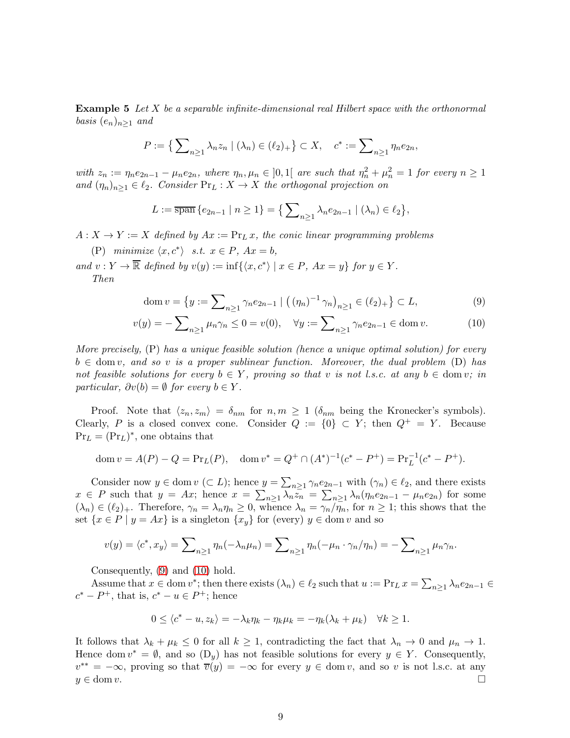**Example 5** *Let $X$ be a separable infinite-dimensional real Hilbert space with the orthonormal basis $(e_n)_{n\geq 1}$ and*

$$P := \left\{ \sum\nolimits_{n\geq 1} \lambda_n z_n \mid (\lambda_n) \in (\ell_2)_+ \right\} \subset X, \quad c^* := \sum\nolimits_{n\geq 1} \eta_n e_{2n},$$

*with $z_n := \eta_n e_{2n-1} - \mu_n e_{2n}$, where $\eta_n, \mu_n \in ]0,1[$ are such that $\eta_n^2 + \mu_n^2 = 1$ for every $n \geq 1$ and $(\eta_n)_{n\geq 1} \in \ell_2$. Consider $\mathrm{Pr}_L : X \to X$ the orthogonal projection on*

$$L := \overline{\mathrm{span}}\,\{e_{2n-1} \mid n \geq 1\} = \left\{ \sum\nolimits_{n\geq 1} \lambda_n e_{2n-1} \mid (\lambda_n) \in \ell_2 \right\},$$

*$A : X \to Y := X$ defined by $Ax := \mathrm{Pr}_L\, x$, the conic linear programming problems*

(P) *minimize $\langle x, c^* \rangle$ s.t. $x \in P$, $Ax = b$,*

*and $v : Y \to \overline{\mathbb{R}}$ defined by $v(y) := \inf\{\langle x, c^* \rangle \mid x \in P,\ Ax = y\}$ for $y \in Y$.*

*Then*

$$\operatorname{dom} v = \left\{ y := \sum\nolimits_{n\geq 1} \gamma_n e_{2n-1} \mid \left( (\eta_n)^{-1} \gamma_n \right)_{n\geq 1} \in (\ell_2)_+ \right\} \subset L, \tag{9}$$

$$v(y) = -\sum\nolimits_{n\geq 1} \mu_n \gamma_n \leq 0 = v(0), \quad \forall y := \sum\nolimits_{n\geq 1} \gamma_n e_{2n-1} \in \operatorname{dom} v. \tag{10}$$

*More precisely,* (P) *has a unique feasible solution (hence a unique optimal solution) for every $b \in \operatorname{dom} v$, and so $v$ is a proper sublinear function. Moreover, the dual problem* (D) *has not feasible solutions for every $b \in Y$, proving so that $v$ is not l.s.c. at any $b \in \operatorname{dom} v$; in particular, $\partial v(b) = \emptyset$ for every $b \in Y$.*

Proof. Note that $\langle z_n, z_m \rangle = \delta_{nm}$ for $n, m \geq 1$ ($\delta_{nm}$ being the Kronecker's symbols). Clearly, $P$ is a closed convex cone. Consider $Q := \{0\} \subset Y$; then $Q^+ = Y$. Because $\mathrm{Pr}_L = (\mathrm{Pr}_L)^*$, one obtains that

$$\operatorname{dom} v = A(P) - Q = \mathrm{Pr}_L(P), \quad \operatorname{dom} v^* = Q^+ \cap (A^*)^{-1}(c^* - P^+) = \mathrm{Pr}_L^{-1}(c^* - P^+).$$

Consider now $y \in \operatorname{dom} v$ ($\subset L$); hence $y = \sum_{n\geq 1} \gamma_n e_{2n-1}$ with $(\gamma_n) \in \ell_2$, and there exists $x \in P$ such that $y = Ax$; hence $x = \sum_{n\geq 1} \lambda_n z_n = \sum_{n\geq 1} \lambda_n(\eta_n e_{2n-1} - \mu_n e_{2n})$ for some $(\lambda_n) \in (\ell_2)_+$. Therefore, $\gamma_n = \lambda_n \eta_n \geq 0$, whence $\lambda_n = \gamma_n/\eta_n$, for $n \geq 1$; this shows that the set $\{x \in P \mid y = Ax\}$ is a singleton $\{x_y\}$ for (every) $y \in \operatorname{dom} v$ and so

$$v(y) = \langle c^*, x_y \rangle = \sum\nolimits_{n\geq 1} \eta_n(-\lambda_n \mu_n) = \sum\nolimits_{n\geq 1} \eta_n(-\mu_n \cdot \gamma_n/\eta_n) = -\sum\nolimits_{n\geq 1} \mu_n \gamma_n.$$

Consequently, (9) and (10) hold.

Assume that $x \in \operatorname{dom} v^*$; then there exists $(\lambda_n) \in \ell_2$ such that $u := \mathrm{Pr}_L\, x = \sum_{n\geq 1} \lambda_n e_{2n-1} \in c^* - P^+$, that is, $c^* - u \in P^+$; hence

$$0 \leq \langle c^* - u, z_k \rangle = -\lambda_k \eta_k - \eta_k \mu_k = -\eta_k(\lambda_k + \mu_k) \quad \forall k \geq 1.$$

It follows that $\lambda_k + \mu_k \leq 0$ for all $k \geq 1$, contradicting the fact that $\lambda_n \to 0$ and $\mu_n \to 1$. Hence $\operatorname{dom} v^* = \emptyset$, and so $(\mathrm{D}_y)$ has not feasible solutions for every $y \in Y$. Consequently, $v^{**} = -\infty$, proving so that $\overline{v}(y) = -\infty$ for every $y \in \operatorname{dom} v$, and so $v$ is not l.s.c. at any $y \in \operatorname{dom} v$. □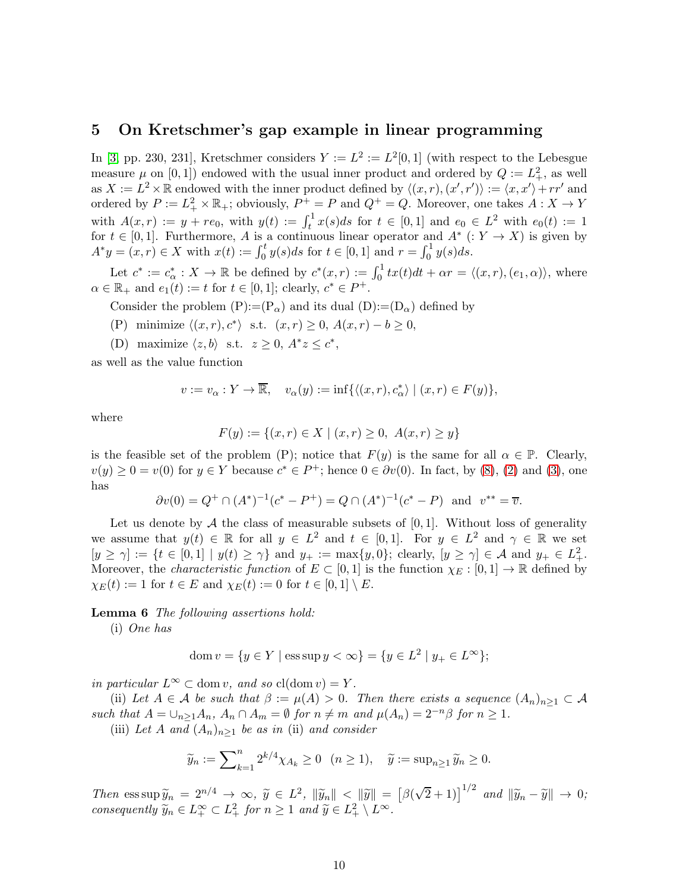## 5 On Kretschmer's gap example in linear programming

In [3, pp. 230, 231], Kretschmer considers $Y := L^2 := L^2[0,1]$ (with respect to the Lebesgue measure $\mu$ on $[0,1]$) endowed with the usual inner product and ordered by $Q := L^2_+$, as well as $X := L^2 \times \mathbb{R}$ endowed with the inner product defined by $\langle (x,r),(x',r')\rangle := \langle x,x'\rangle + rr'$ and ordered by $P := L^2_+ \times \mathbb{R}_+$; obviously, $P^+ = P$ and $Q^+ = Q$. Moreover, one takes $A : X \to Y$ with $A(x,r) := y + re_0$, with $y(t) := \int_t^1 x(s)ds$ for $t \in [0,1]$ and $e_0 \in L^2$ with $e_0(t) := 1$ for $t \in [0,1]$. Furthermore, $A$ is a continuous linear operator and $A^*$ $(: Y \to X)$ is given by $A^*y = (x,r) \in X$ with $x(t) := \int_0^t y(s)ds$ for $t \in [0,1]$ and $r = \int_0^1 y(s)ds$.

Let $c^* := c^*_\alpha : X \to \mathbb{R}$ be defined by $c^*(x,r) := \int_0^1 tx(t)dt + \alpha r = \langle (x,r),(e_1,\alpha)\rangle$, where $\alpha \in \mathbb{R}_+$ and $e_1(t) := t$ for $t \in [0,1]$; clearly, $c^* \in P^+$.

Consider the problem (P):=$(\mathrm{P}_\alpha)$ and its dual (D):=$(\mathrm{D}_\alpha)$ defined by

(P) minimize $\langle (x,r), c^*\rangle$ s.t. $(x,r) \geq 0$, $A(x,r) - b \geq 0$,

(D) maximize $\langle z, b\rangle$ s.t. $z \geq 0$, $A^*z \leq c^*$,

as well as the value function

$$v := v_\alpha : Y \to \overline{\mathbb{R}}, \quad v_\alpha(y) := \inf\{\langle (x,r), c^*_\alpha\rangle \mid (x,r) \in F(y)\},$$

where

$$F(y) := \{(x,r) \in X \mid (x,r) \geq 0,\ A(x,r) \geq y\}$$

is the feasible set of the problem (P); notice that $F(y)$ is the same for all $\alpha \in \mathbb{P}$. Clearly, $v(y) \geq 0 = v(0)$ for $y \in Y$ because $c^* \in P^+$; hence $0 \in \partial v(0)$. In fact, by (8), (2) and (3), one has

$$\partial v(0) = Q^+ \cap (A^*)^{-1}(c^* - P^+) = Q \cap (A^*)^{-1}(c^* - P) \quad \text{and} \quad v^{**} = \overline{v}.$$

Let us denote by $\mathcal{A}$ the class of measurable subsets of $[0,1]$. Without loss of generality we assume that $y(t) \in \mathbb{R}$ for all $y \in L^2$ and $t \in [0,1]$. For $y \in L^2$ and $\gamma \in \mathbb{R}$ we set $[y \geq \gamma] := \{t \in [0,1] \mid y(t) \geq \gamma\}$ and $y_+ := \max\{y, 0\}$; clearly, $[y \geq \gamma] \in \mathcal{A}$ and $y_+ \in L^2_+$. Moreover, the *characteristic function* of $E \subset [0,1]$ is the function $\chi_E : [0,1] \to \mathbb{R}$ defined by $\chi_E(t) := 1$ for $t \in E$ and $\chi_E(t) := 0$ for $t \in [0,1] \setminus E$.

**Lemma 6** *The following assertions hold:*

(i) *One has*

$$\operatorname{dom} v = \{y \in Y \mid \operatorname{ess\,sup} y < \infty\} = \{y \in L^2 \mid y_+ \in L^\infty\};$$

*in particular* $L^\infty \subset \operatorname{dom} v$, *and so* $\operatorname{cl}(\operatorname{dom} v) = Y$.

(ii) *Let* $A \in \mathcal{A}$ *be such that* $\beta := \mu(A) > 0$. *Then there exists a sequence* $(A_n)_{n\geq 1} \subset \mathcal{A}$ *such that* $A = \cup_{n\geq 1} A_n$, $A_n \cap A_m = \emptyset$ *for* $n \neq m$ *and* $\mu(A_n) = 2^{-n}\beta$ *for* $n \geq 1$.

(iii) *Let* $A$ *and* $(A_n)_{n\geq 1}$ *be as in* (ii) *and consider*

$$\widetilde{y}_n := \sum\nolimits_{k=1}^n 2^{k/4}\chi_{A_k} \geq 0 \ \ (n \geq 1), \quad \widetilde{y} := \sup\nolimits_{n\geq 1} \widetilde{y}_n \geq 0.$$

*Then* $\operatorname{ess\,sup} \widetilde{y}_n = 2^{n/4} \to \infty$, $\widetilde{y} \in L^2$, $\|\widetilde{y}_n\| < \|\widetilde{y}\| = \left[\beta(\sqrt{2}+1)\right]^{1/2}$ *and* $\|\widetilde{y}_n - \widetilde{y}\| \to 0$; *consequently* $\widetilde{y}_n \in L^\infty_+ \subset L^2_+$ *for* $n \geq 1$ *and* $\widetilde{y} \in L^2_+ \setminus L^\infty$.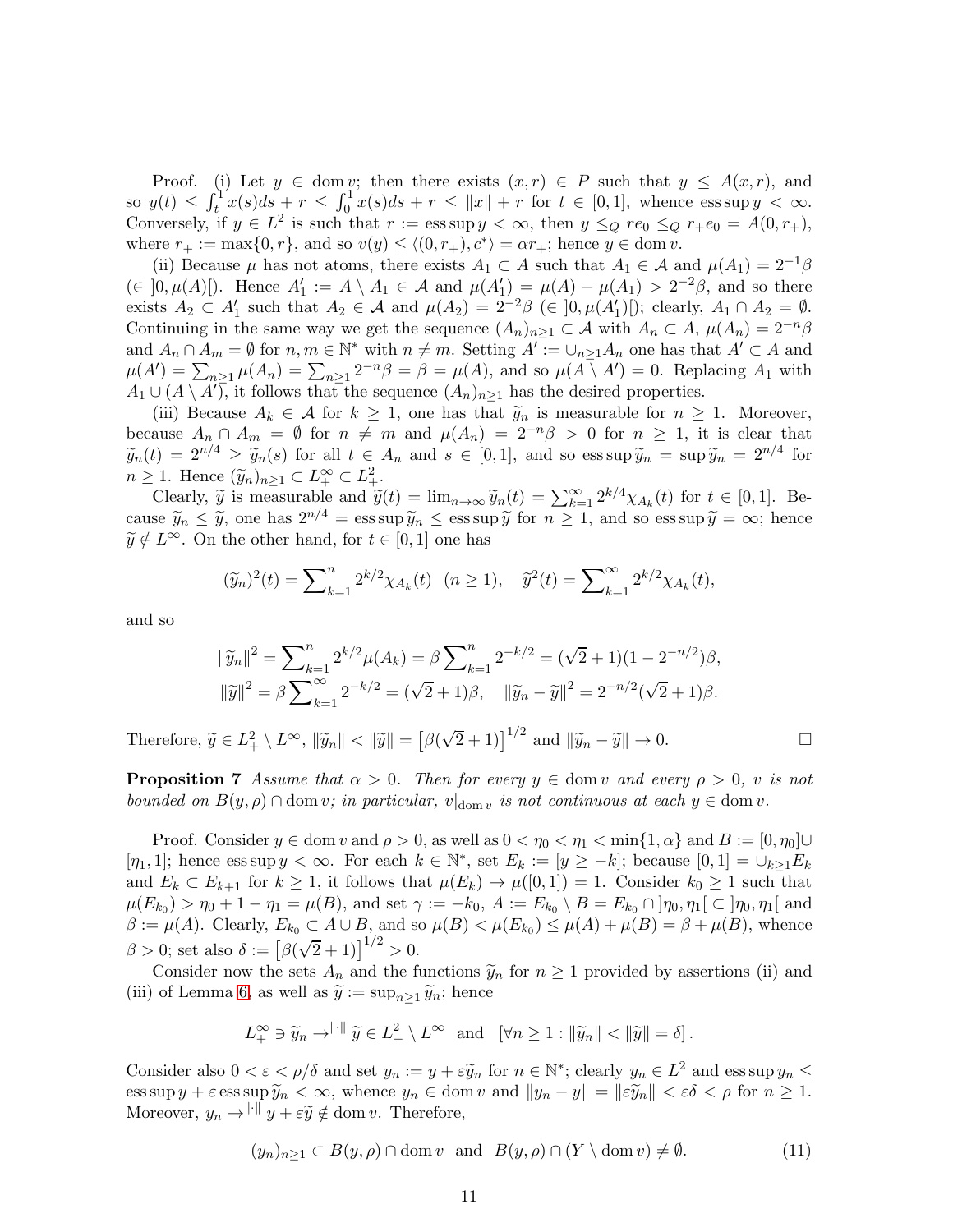Proof. (i) Let $y \in \operatorname{dom} v$; then there exists $(x,r) \in P$ such that $y \leq A(x,r)$, and so $y(t) \leq \int_t^1 x(s)ds + r \leq \int_0^1 x(s)ds + r \leq \|x\| + r$ for $t \in [0,1]$, whence $\operatorname{ess\,sup} y < \infty$. Conversely, if $y \in L^2$ is such that $r := \operatorname{ess\,sup} y < \infty$, then $y \leq_Q re_0 \leq_Q r_+ e_0 = A(0,r_+)$, where $r_+ := \max\{0,r\}$, and so $v(y) \leq \langle (0,r_+), c^* \rangle = \alpha r_+$; hence $y \in \operatorname{dom} v$.

(ii) Because $\mu$ has not atoms, there exists $A_1 \subset A$ such that $A_1 \in \mathcal{A}$ and $\mu(A_1) = 2^{-1}\beta$ ($\in ]0, \mu(A)[$). Hence $A_1' := A \setminus A_1 \in \mathcal{A}$ and $\mu(A_1') = \mu(A) - \mu(A_1) > 2^{-2}\beta$, and so there exists $A_2 \subset A_1'$ such that $A_2 \in \mathcal{A}$ and $\mu(A_2) = 2^{-2}\beta$ ($\in ]0, \mu(A_1')[$); clearly, $A_1 \cap A_2 = \emptyset$. Continuing in the same way we get the sequence $(A_n)_{n\geq 1} \subset \mathcal{A}$ with $A_n \subset A$, $\mu(A_n) = 2^{-n}\beta$ and $A_n \cap A_m = \emptyset$ for $n, m \in \mathbb{N}^*$ with $n \neq m$. Setting $A' := \cup_{n\geq 1} A_n$ one has that $A' \subset A$ and $\mu(A') = \sum_{n\geq 1} \mu(A_n) = \sum_{n\geq 1} 2^{-n}\beta = \beta = \mu(A)$, and so $\mu(A \setminus A') = 0$. Replacing $A_1$ with $A_1 \cup (A \setminus A')$, it follows that the sequence $(A_n)_{n\geq 1}$ has the desired properties.

(iii) Because $A_k \in \mathcal{A}$ for $k \geq 1$, one has that $\widetilde{y}_n$ is measurable for $n \geq 1$. Moreover, because $A_n \cap A_m = \emptyset$ for $n \neq m$ and $\mu(A_n) = 2^{-n}\beta > 0$ for $n \geq 1$, it is clear that $\widetilde{y}_n(t) = 2^{n/4} \geq \widetilde{y}_n(s)$ for all $t \in A_n$ and $s \in [0,1]$, and so $\operatorname{ess\,sup} \widetilde{y}_n = \sup \widetilde{y}_n = 2^{n/4}$ for $n \geq 1$. Hence $(\widetilde{y}_n)_{n\geq 1} \subset L_+^\infty \subset L_+^2$.

Clearly, $\widetilde{y}$ is measurable and $\widetilde{y}(t) = \lim_{n\to\infty} \widetilde{y}_n(t) = \sum_{k=1}^\infty 2^{k/4} \chi_{A_k}(t)$ for $t \in [0,1]$. Because $\widetilde{y}_n \leq \widetilde{y}$, one has $2^{n/4} = \operatorname{ess\,sup} \widetilde{y}_n \leq \operatorname{ess\,sup} \widetilde{y}$ for $n \geq 1$, and so $\operatorname{ess\,sup} \widetilde{y} = \infty$; hence $\widetilde{y} \notin L^\infty$. On the other hand, for $t \in [0,1]$ one has

$$(\widetilde{y}_n)^2(t) = \sum\nolimits_{k=1}^n 2^{k/2} \chi_{A_k}(t) \quad (n \geq 1), \quad \widetilde{y}^2(t) = \sum\nolimits_{k=1}^\infty 2^{k/2} \chi_{A_k}(t),$$

and so

$$\|\widetilde{y}_n\|^2 = \sum\nolimits_{k=1}^n 2^{k/2} \mu(A_k) = \beta \sum\nolimits_{k=1}^n 2^{-k/2} = (\sqrt{2}+1)(1 - 2^{-n/2})\beta,$$
$$\|\widetilde{y}\|^2 = \beta \sum\nolimits_{k=1}^\infty 2^{-k/2} = (\sqrt{2}+1)\beta, \quad \|\widetilde{y}_n - \widetilde{y}\|^2 = 2^{-n/2}(\sqrt{2}+1)\beta.$$

Therefore, $\widetilde{y} \in L_+^2 \setminus L^\infty$, $\|\widetilde{y}_n\| < \|\widetilde{y}\| = \left[\beta(\sqrt{2}+1)\right]^{1/2}$ and $\|\widetilde{y}_n - \widetilde{y}\| \to 0$. □

**Proposition 7** *Assume that $\alpha > 0$. Then for every $y \in \operatorname{dom} v$ and every $\rho > 0$, $v$ is not bounded on $B(y,\rho) \cap \operatorname{dom} v$; in particular, $v|_{\operatorname{dom} v}$ is not continuous at each $y \in \operatorname{dom} v$.*

Proof. Consider $y \in \operatorname{dom} v$ and $\rho > 0$, as well as $0 < \eta_0 < \eta_1 < \min\{1, \alpha\}$ and $B := [0, \eta_0] \cup [\eta_1, 1]$; hence $\operatorname{ess\,sup} y < \infty$. For each $k \in \mathbb{N}^*$, set $E_k := [y \geq -k]$; because $[0,1] = \cup_{k\geq 1} E_k$ and $E_k \subset E_{k+1}$ for $k \geq 1$, it follows that $\mu(E_k) \to \mu([0,1]) = 1$. Consider $k_0 \geq 1$ such that $\mu(E_{k_0}) > \eta_0 + 1 - \eta_1 = \mu(B)$, and set $\gamma := -k_0$, $A := E_{k_0} \setminus B = E_{k_0} \cap ]\eta_0, \eta_1[ \subset ]\eta_0, \eta_1[$ and $\beta := \mu(A)$. Clearly, $E_{k_0} \subset A \cup B$, and so $\mu(B) < \mu(E_{k_0}) \leq \mu(A) + \mu(B) = \beta + \mu(B)$, whence $\beta > 0$; set also $\delta := \left[\beta(\sqrt{2}+1)\right]^{1/2} > 0$.

Consider now the sets $A_n$ and the functions $\widetilde{y}_n$ for $n \geq 1$ provided by assertions (ii) and (iii) of Lemma 6, as well as $\widetilde{y} := \sup_{n\geq 1} \widetilde{y}_n$; hence

$$L_+^\infty \ni \widetilde{y}_n \to^{\|\cdot\|} \widetilde{y} \in L_+^2 \setminus L^\infty \quad \text{and} \quad [\forall n \geq 1 : \|\widetilde{y}_n\| < \|\widetilde{y}\| = \delta].$$

Consider also $0 < \varepsilon < \rho/\delta$ and set $y_n := y + \varepsilon \widetilde{y}_n$ for $n \in \mathbb{N}^*$; clearly $y_n \in L^2$ and $\operatorname{ess\,sup} y_n \leq \operatorname{ess\,sup} y + \varepsilon \operatorname{ess\,sup} \widetilde{y}_n < \infty$, whence $y_n \in \operatorname{dom} v$ and $\|y_n - y\| = \|\varepsilon \widetilde{y}_n\| < \varepsilon\delta < \rho$ for $n \geq 1$. Moreover, $y_n \to^{\|\cdot\|} y + \varepsilon \widetilde{y} \notin \operatorname{dom} v$. Therefore,

$$(y_n)_{n\geq 1} \subset B(y,\rho) \cap \operatorname{dom} v \quad \text{and} \quad B(y,\rho) \cap (Y \setminus \operatorname{dom} v) \neq \emptyset. \tag{11}$$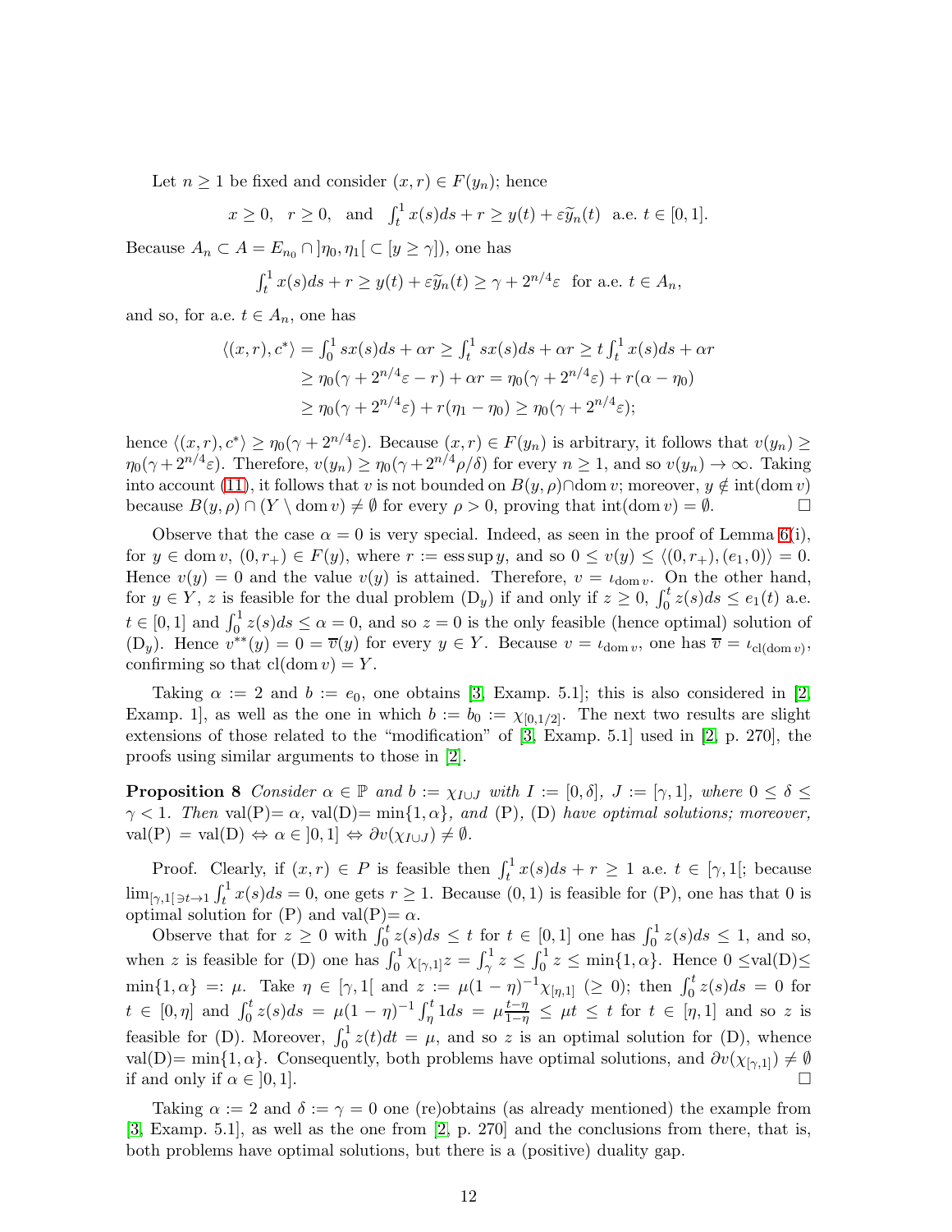Let $n \geq 1$ be fixed and consider $(x, r) \in F(y_n)$; hence

$$x \geq 0, \quad r \geq 0, \quad \text{and} \quad \int_t^1 x(s)ds + r \geq y(t) + \varepsilon \widetilde{y}_n(t) \quad \text{a.e. } t \in [0, 1].$$

Because $A_n \subset A = E_{n_0} \cap ]\eta_0, \eta_1[ \ (\subset [y \geq \gamma])$, one has

$$\int_t^1 x(s)ds + r \geq y(t) + \varepsilon \widetilde{y}_n(t) \geq \gamma + 2^{n/4}\varepsilon \quad \text{for a.e. } t \in A_n,$$

and so, for a.e. $t \in A_n$, one has

$$\begin{aligned}
\langle (x, r), c^* \rangle = \int_0^1 sx(s)ds + \alpha r &\geq \int_t^1 sx(s)ds + \alpha r \geq t \int_t^1 x(s)ds + \alpha r \\
&\geq \eta_0(\gamma + 2^{n/4}\varepsilon - r) + \alpha r = \eta_0(\gamma + 2^{n/4}\varepsilon) + r(\alpha - \eta_0) \\
&\geq \eta_0(\gamma + 2^{n/4}\varepsilon) + r(\eta_1 - \eta_0) \geq \eta_0(\gamma + 2^{n/4}\varepsilon);
\end{aligned}$$

hence $\langle (x, r), c^* \rangle \geq \eta_0(\gamma + 2^{n/4}\varepsilon)$. Because $(x, r) \in F(y_n)$ is arbitrary, it follows that $v(y_n) \geq \eta_0(\gamma + 2^{n/4}\varepsilon)$. Therefore, $v(y_n) \geq \eta_0(\gamma + 2^{n/4}\rho/\delta)$ for every $n \geq 1$, and so $v(y_n) \to \infty$. Taking into account (11), it follows that $v$ is not bounded on $B(y, \rho) \cap \operatorname{dom} v$; moreover, $y \notin \operatorname{int}(\operatorname{dom} v)$ because $B(y, \rho) \cap (Y \setminus \operatorname{dom} v) \neq \emptyset$ for every $\rho > 0$, proving that $\operatorname{int}(\operatorname{dom} v) = \emptyset$. □

Observe that the case $\alpha = 0$ is very special. Indeed, as seen in the proof of Lemma 6(i), for $y \in \operatorname{dom} v$, $(0, r_+) \in F(y)$, where $r := \operatorname{ess\,sup} y$, and so $0 \leq v(y) \leq \langle (0, r_+), (e_1, 0) \rangle = 0$. Hence $v(y) = 0$ and the value $v(y)$ is attained. Therefore, $v = \iota_{\operatorname{dom} v}$. On the other hand, for $y \in Y$, $z$ is feasible for the dual problem $(\mathrm{D}_y)$ if and only if $z \geq 0$, $\int_0^t z(s)ds \leq e_1(t)$ a.e. $t \in [0, 1]$ and $\int_0^1 z(s)ds \leq \alpha = 0$, and so $z = 0$ is the only feasible (hence optimal) solution of $(\mathrm{D}_y)$. Hence $v^{**}(y) = 0 = \overline{v}(y)$ for every $y \in Y$. Because $v = \iota_{\operatorname{dom} v}$, one has $\overline{v} = \iota_{\operatorname{cl}(\operatorname{dom} v)}$, confirming so that $\operatorname{cl}(\operatorname{dom} v) = Y$.

Taking $\alpha := 2$ and $b := e_0$, one obtains [3, Examp. 5.1]; this is also considered in [2, Examp. 1], as well as the one in which $b := b_0 := \chi_{[0,1/2]}$. The next two results are slight extensions of those related to the "modification" of [3, Examp. 5.1] used in [2, p. 270], the proofs using similar arguments to those in [2].

**Proposition 8** *Consider $\alpha \in \mathbb{P}$ and $b := \chi_{I \cup J}$ with $I := [0, \delta]$, $J := [\gamma, 1]$, where $0 \leq \delta \leq \gamma < 1$. Then* val(P)= $\alpha$, val(D)= $\min\{1, \alpha\}$, *and* (P), (D) *have optimal solutions; moreover,* val(P) = val(D) $\Leftrightarrow \alpha \in ]0, 1] \Leftrightarrow \partial v(\chi_{I \cup J}) \neq \emptyset$.

Proof. Clearly, if $(x, r) \in P$ is feasible then $\int_t^1 x(s)ds + r \geq 1$ a.e. $t \in [\gamma, 1[$; because $\lim_{[\gamma,1[ \ni t \to 1} \int_t^1 x(s)ds = 0$, one gets $r \geq 1$. Because $(0, 1)$ is feasible for (P), one has that 0 is optimal solution for (P) and val(P)= $\alpha$.

Observe that for $z \geq 0$ with $\int_0^t z(s)ds \leq t$ for $t \in [0, 1]$ one has $\int_0^1 z(s)ds \leq 1$, and so, when $z$ is feasible for (D) one has $\int_0^1 \chi_{[\gamma,1]} z = \int_\gamma^1 z \leq \int_0^1 z \leq \min\{1, \alpha\}$. Hence $0 \leq$val(D)$\leq \min\{1, \alpha\} =: \mu$. Take $\eta \in [\gamma, 1[$ and $z := \mu(1 - \eta)^{-1}\chi_{[\eta,1]}$ $(\geq 0)$; then $\int_0^t z(s)ds = 0$ for $t \in [0, \eta]$ and $\int_0^t z(s)ds = \mu(1 - \eta)^{-1} \int_\eta^t 1ds = \mu \frac{t - \eta}{1 - \eta} \leq \mu t \leq t$ for $t \in [\eta, 1]$ and so $z$ is feasible for (D). Moreover, $\int_0^1 z(t)dt = \mu$, and so $z$ is an optimal solution for (D), whence val(D)= $\min\{1, \alpha\}$. Consequently, both problems have optimal solutions, and $\partial v(\chi_{[\gamma,1]}) \neq \emptyset$ if and only if $\alpha \in ]0, 1]$. □

Taking $\alpha := 2$ and $\delta := \gamma = 0$ one (re)obtains (as already mentioned) the example from [3, Examp. 5.1], as well as the one from [2, p. 270] and the conclusions from there, that is, both problems have optimal solutions, but there is a (positive) duality gap.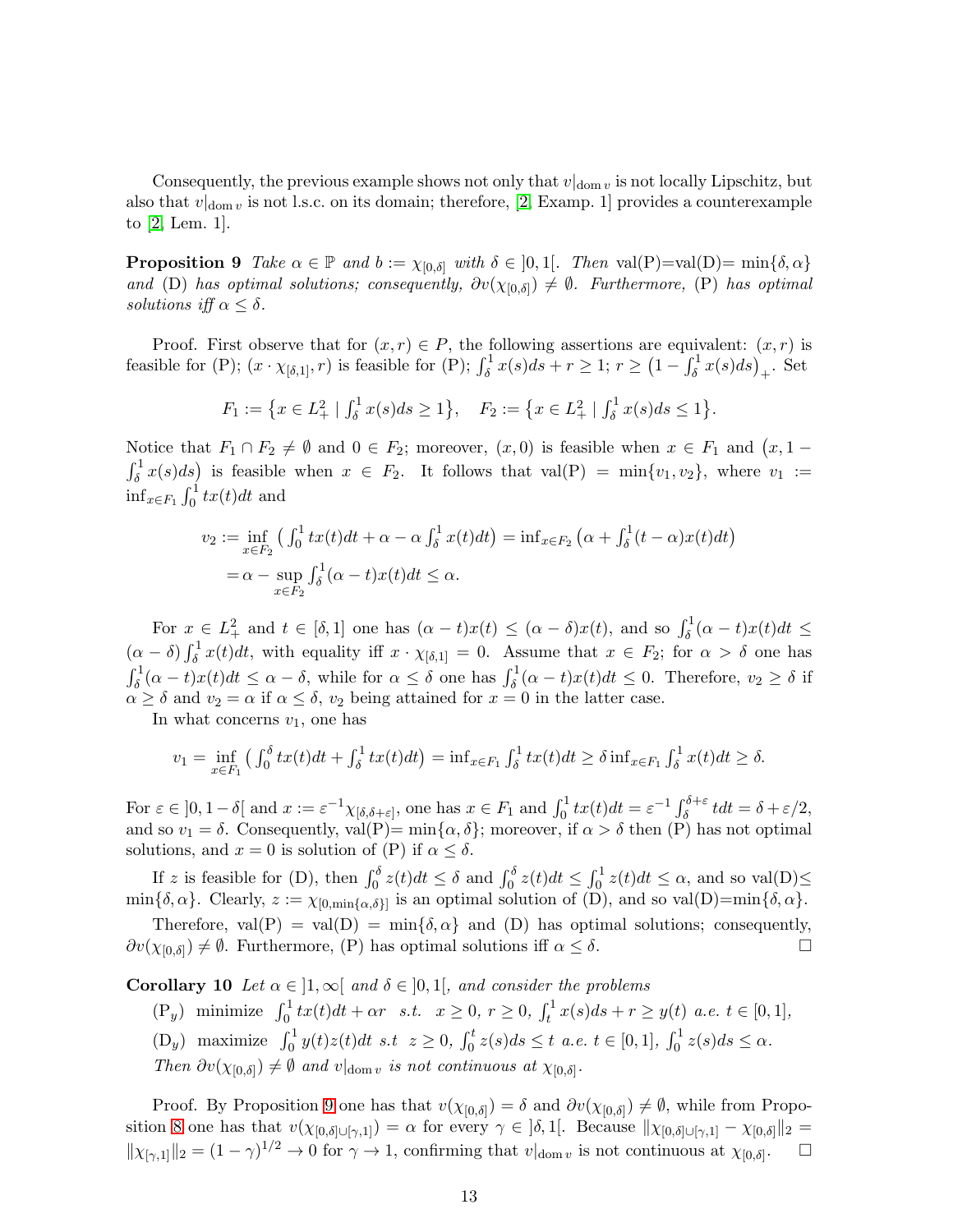Consequently, the previous example shows not only that $v|_{\operatorname{dom} v}$ is not locally Lipschitz, but also that $v|_{\operatorname{dom} v}$ is not l.s.c. on its domain; therefore, [2, Examp. 1] provides a counterexample to [2, Lem. 1].

**Proposition 9** *Take $\alpha \in \mathbb{P}$ and $b := \chi_{[0,\delta]}$ with $\delta \in ]0,1[$. Then* val(P)=val(D)= $\min\{\delta, \alpha\}$ *and (D) has optimal solutions; consequently, $\partial v(\chi_{[0,\delta]}) \neq \emptyset$. Furthermore, (P) has optimal solutions iff $\alpha \leq \delta$.*

Proof. First observe that for $(x,r) \in P$, the following assertions are equivalent: $(x,r)$ is feasible for (P); $(x \cdot \chi_{[\delta,1]}, r)$ is feasible for (P); $\int_\delta^1 x(s)ds + r \geq 1$; $r \geq \left(1 - \int_\delta^1 x(s)ds\right)_+$. Set

$$F_1 := \left\{x \in L_+^2 \mid \int_\delta^1 x(s)ds \geq 1\right\}, \quad F_2 := \left\{x \in L_+^2 \mid \int_\delta^1 x(s)ds \leq 1\right\}.$$

Notice that $F_1 \cap F_2 \neq \emptyset$ and $0 \in F_2$; moreover, $(x,0)$ is feasible when $x \in F_1$ and $\left(x, 1 - \int_\delta^1 x(s)ds\right)$ is feasible when $x \in F_2$. It follows that val(P) $= \min\{v_1, v_2\}$, where $v_1 := \inf_{x \in F_1} \int_0^1 tx(t)dt$ and

$$\begin{aligned} v_2 &:= \inf_{x \in F_2} \left(\int_0^1 tx(t)dt + \alpha - \alpha \int_\delta^1 x(t)dt\right) = \inf_{x \in F_2} \left(\alpha + \int_\delta^1 (t - \alpha)x(t)dt\right) \\ &= \alpha - \sup_{x \in F_2} \int_\delta^1 (\alpha - t)x(t)dt \leq \alpha. \end{aligned}$$

For $x \in L_+^2$ and $t \in [\delta, 1]$ one has $(\alpha - t)x(t) \leq (\alpha - \delta)x(t)$, and so $\int_\delta^1 (\alpha - t)x(t)dt \leq (\alpha - \delta)\int_\delta^1 x(t)dt$, with equality iff $x \cdot \chi_{[\delta,1]} = 0$. Assume that $x \in F_2$; for $\alpha > \delta$ one has $\int_\delta^1 (\alpha - t)x(t)dt \leq \alpha - \delta$, while for $\alpha \leq \delta$ one has $\int_\delta^1 (\alpha - t)x(t)dt \leq 0$. Therefore, $v_2 \geq \delta$ if $\alpha \geq \delta$ and $v_2 = \alpha$ if $\alpha \leq \delta$, $v_2$ being attained for $x = 0$ in the latter case.

In what concerns $v_1$, one has

$$v_1 = \inf_{x \in F_1} \left(\int_0^\delta tx(t)dt + \int_\delta^1 tx(t)dt\right) = \inf_{x \in F_1} \int_\delta^1 tx(t)dt \geq \delta \inf_{x \in F_1} \int_\delta^1 x(t)dt \geq \delta.$$

For $\varepsilon \in ]0, 1-\delta[$ and $x := \varepsilon^{-1}\chi_{[\delta,\delta+\varepsilon]}$, one has $x \in F_1$ and $\int_0^1 tx(t)dt = \varepsilon^{-1}\int_\delta^{\delta+\varepsilon} tdt = \delta + \varepsilon/2$, and so $v_1 = \delta$. Consequently, val(P)= $\min\{\alpha, \delta\}$; moreover, if $\alpha > \delta$ then (P) has not optimal solutions, and $x = 0$ is solution of (P) if $\alpha \leq \delta$.

If $z$ is feasible for (D), then $\int_0^\delta z(t)dt \leq \delta$ and $\int_0^\delta z(t)dt \leq \int_0^1 z(t)dt \leq \alpha$, and so val(D)$\leq \min\{\delta, \alpha\}$. Clearly, $z := \chi_{[0,\min\{\alpha,\delta\}]}$ is an optimal solution of (D), and so val(D)=$\min\{\delta, \alpha\}$.

Therefore, val(P) = val(D) = $\min\{\delta, \alpha\}$ and (D) has optimal solutions; consequently, $\partial v(\chi_{[0,\delta]}) \neq \emptyset$. Furthermore, (P) has optimal solutions iff $\alpha \leq \delta$. □

**Corollary 10** *Let $\alpha \in ]1, \infty[$ and $\delta \in ]0,1[$, and consider the problems*

($\mathrm{P}_y$) minimize $\int_0^1 tx(t)dt + \alpha r$ *s.t.* $x \geq 0$, $r \geq 0$, $\int_t^1 x(s)ds + r \geq y(t)$ *a.e.* $t \in [0,1]$,

($\mathrm{D}_y$) maximize $\int_0^1 y(t)z(t)dt$ *s.t* $z \geq 0$, $\int_0^t z(s)ds \leq t$ *a.e.* $t \in [0,1]$, $\int_0^1 z(s)ds \leq \alpha$.

*Then $\partial v(\chi_{[0,\delta]}) \neq \emptyset$ and $v|_{\operatorname{dom} v}$ is not continuous at $\chi_{[0,\delta]}$.*

Proof. By Proposition 9 one has that $v(\chi_{[0,\delta]}) = \delta$ and $\partial v(\chi_{[0,\delta]}) \neq \emptyset$, while from Proposition 8 one has that $v(\chi_{[0,\delta]\cup[\gamma,1]}) = \alpha$ for every $\gamma \in ]\delta, 1[$. Because $\|\chi_{[0,\delta]\cup[\gamma,1]} - \chi_{[0,\delta]}\|_2 = \|\chi_{[\gamma,1]}\|_2 = (1-\gamma)^{1/2} \to 0$ for $\gamma \to 1$, confirming that $v|_{\operatorname{dom} v}$ is not continuous at $\chi_{[0,\delta]}$. □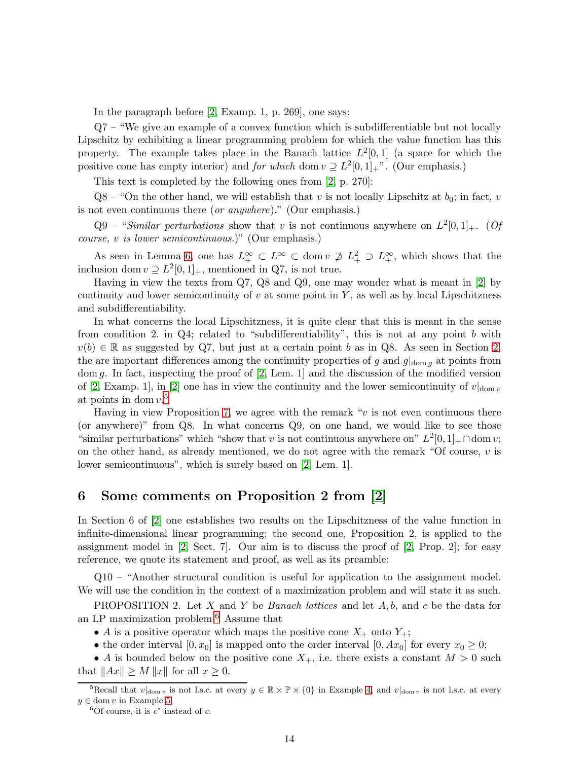In the paragraph before [2, Examp. 1, p. 269], one says:

Q7 – "We give an example of a convex function which is subdifferentiable but not locally Lipschitz by exhibiting a linear programming problem for which the value function has this property. The example takes place in the Banach lattice $L^2[0,1]$ (a space for which the positive cone has empty interior) and *for which* $\operatorname{dom} v \supseteq L^2[0,1]_+$". (Our emphasis.)

This text is completed by the following ones from [2, p. 270]:

Q8 – "On the other hand, we will establish that $v$ is not locally Lipschitz at $b_0$; in fact, $v$ is not even continuous there (*or anywhere*)." (Our emphasis.)

Q9 – "*Similar perturbations* show that $v$ is not continuous anywhere on $L^2[0,1]_+$. (*Of course, v is lower semicontinuous.*)" (Our emphasis.)

As seen in Lemma 6, one has $L^\infty_+ \subset L^\infty \subset \operatorname{dom} v \not\supset L^2_+ \supset L^\infty_+$, which shows that the inclusion $\operatorname{dom} v \supseteq L^2[0,1]_+$, mentioned in Q7, is not true.

Having in view the texts from Q7, Q8 and Q9, one may wonder what is meant in [2] by continuity and lower semicontinuity of $v$ at some point in $Y$, as well as by local Lipschitzness and subdifferentiability.

In what concerns the local Lipschitzness, it is quite clear that this is meant in the sense from condition 2. in Q4; related to "subdifferentiability", this is not at any point $b$ with $v(b) \in \mathbb{R}$ as suggested by Q7, but just at a certain point $b$ as in Q8. As seen in Section 2, the are important differences among the continuity properties of $g$ and $g|_{\operatorname{dom} g}$ at points from $\operatorname{dom} g$. In fact, inspecting the proof of [2, Lem. 1] and the discussion of the modified version of [2, Examp. 1], in [2] one has in view the continuity and the lower semicontinuity of $v|_{\operatorname{dom} v}$ at points in $\operatorname{dom} v$.[5]

Having in view Proposition 7, we agree with the remark "$v$ is not even continuous there (or anywhere)" from Q8. In what concerns Q9, on one hand, we would like to see those "similar perturbations" which "show that $v$ is not continuous anywhere on" $L^2[0,1]_+ \cap \operatorname{dom} v$; on the other hand, as already mentioned, we do not agree with the remark "Of course, $v$ is lower semicontinuous", which is surely based on [2, Lem. 1].

## 6 Some comments on Proposition 2 from [2]

In Section 6 of [2] one establishes two results on the Lipschitzness of the value function in infinite-dimensional linear programming; the second one, Proposition 2, is applied to the assignment model in [2, Sect. 7]. Our aim is to discuss the proof of [2, Prop. 2]; for easy reference, we quote its statement and proof, as well as its preamble:

Q10 – "Another structural condition is useful for application to the assignment model. We will use the condition in the context of a maximization problem and will state it as such.

PROPOSITION 2. Let $X$ and $Y$ be *Banach lattices* and let $A, b$, and $c$ be the data for an LP maximization problem.[6] Assume that

- $A$ is a positive operator which maps the positive cone $X_+$ onto $Y_+$;
- the order interval $[0, x_0]$ is mapped onto the order interval $[0, Ax_0]$ for every $x_0 \geq 0$;
- $A$ is bounded below on the positive cone $X_+$, i.e. there exists a constant $M > 0$ such that $\|Ax\| \geq M \|x\|$ for all $x \geq 0$.

[5] Recall that $v|_{\operatorname{dom} v}$ is not l.s.c. at every $y \in \mathbb{R} \times \mathbb{P} \times \{0\}$ in Example 4, and $v|_{\operatorname{dom} v}$ is not l.s.c. at every $y \in \operatorname{dom} v$ in Example 5.

[6] Of course, it is $c^*$ instead of $c$.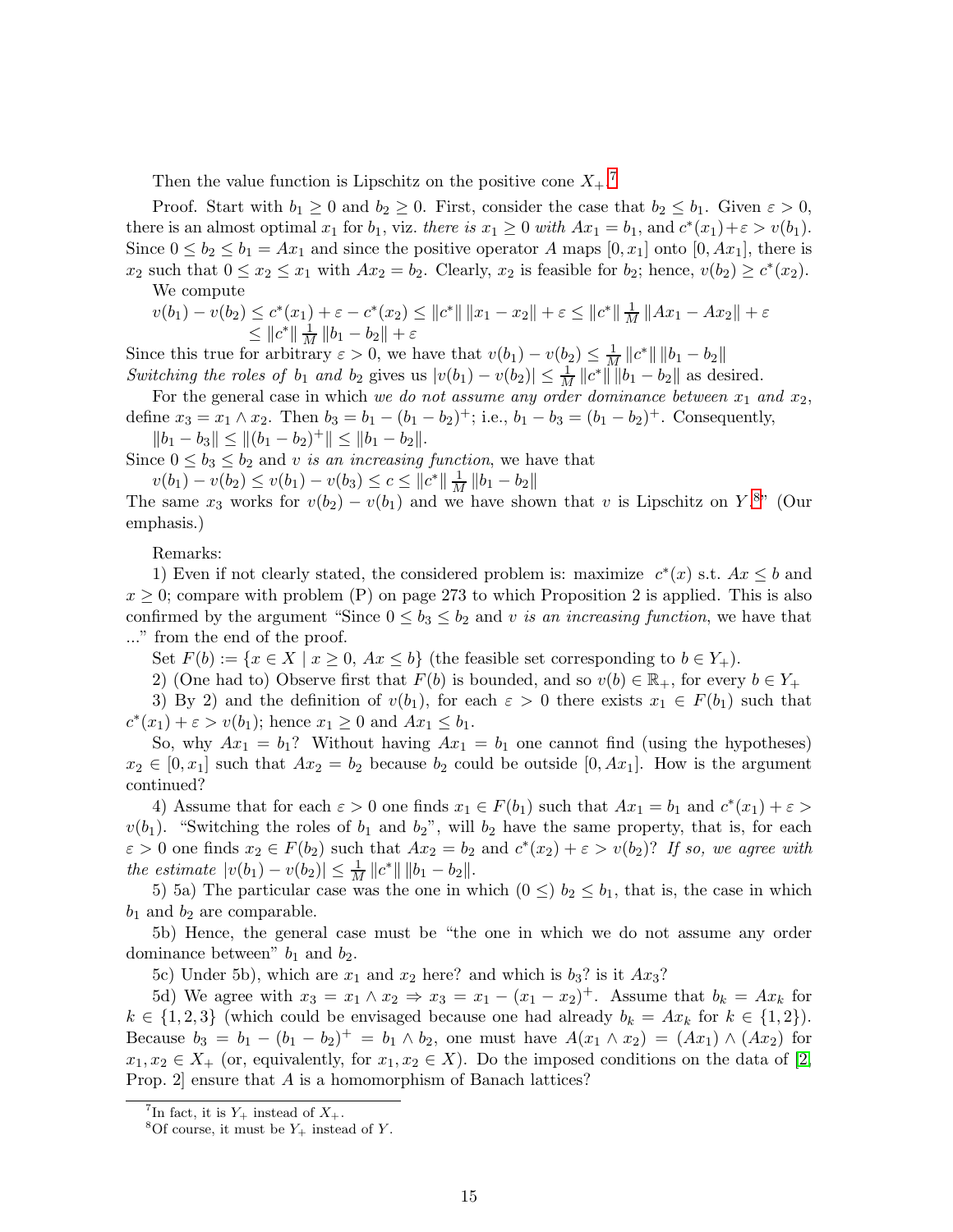Then the value function is Lipschitz on the positive cone $X_+$.[7]

Proof. Start with $b_1 \geq 0$ and $b_2 \geq 0$. First, consider the case that $b_2 \leq b_1$. Given $\varepsilon > 0$, there is an almost optimal $x_1$ for $b_1$, viz. *there is* $x_1 \geq 0$ *with* $Ax_1 = b_1$, and $c^*(x_1)+\varepsilon > v(b_1)$. Since $0 \leq b_2 \leq b_1 = Ax_1$ and since the positive operator $A$ maps $[0, x_1]$ onto $[0, Ax_1]$, there is $x_2$ such that $0 \leq x_2 \leq x_1$ with $Ax_2 = b_2$. Clearly, $x_2$ is feasible for $b_2$; hence, $v(b_2) \geq c^*(x_2)$.

We compute

$$v(b_1) - v(b_2) \leq c^*(x_1) + \varepsilon - c^*(x_2) \leq \|c^*\| \, \|x_1 - x_2\| + \varepsilon \leq \|c^*\| \, \tfrac{1}{M} \, \|Ax_1 - Ax_2\| + \varepsilon$$
$$\leq \|c^*\| \, \tfrac{1}{M} \, \|b_1 - b_2\| + \varepsilon$$

Since this true for arbitrary $\varepsilon > 0$, we have that $v(b_1) - v(b_2) \leq \frac{1}{M} \|c^*\| \, \|b_1 - b_2\|$
*Switching the roles of* $b_1$ *and* $b_2$ gives us $|v(b_1) - v(b_2)| \leq \frac{1}{M} \|c^*\| \, \|b_1 - b_2\|$ as desired.

For the general case in which *we do not assume any order dominance between* $x_1$ *and* $x_2$, define $x_3 = x_1 \wedge x_2$. Then $b_3 = b_1 - (b_1 - b_2)^+$; i.e., $b_1 - b_3 = (b_1 - b_2)^+$. Consequently,

$$\|b_1 - b_3\| \leq \|(b_1 - b_2)^+\| \leq \|b_1 - b_2\|.$$

Since $0 \leq b_3 \leq b_2$ and $v$ *is an increasing function*, we have that

$$v(b_1) - v(b_2) \leq v(b_1) - v(b_3) \leq c \leq \|c^*\| \, \tfrac{1}{M} \, \|b_1 - b_2\|$$

The same $x_3$ works for $v(b_2) - v(b_1)$ and we have shown that $v$ is Lipschitz on $Y$.[8]" (Our emphasis.)

Remarks:

1) Even if not clearly stated, the considered problem is: maximize $c^*(x)$ s.t. $Ax \leq b$ and $x \geq 0$; compare with problem (P) on page 273 to which Proposition 2 is applied. This is also confirmed by the argument "Since $0 \leq b_3 \leq b_2$ and $v$ *is an increasing function*, we have that ..." from the end of the proof.

Set $F(b) := \{x \in X \mid x \geq 0, \ Ax \leq b\}$ (the feasible set corresponding to $b \in Y_+$).

2) (One had to) Observe first that $F(b)$ is bounded, and so $v(b) \in \mathbb{R}_+$, for every $b \in Y_+$

3) By 2) and the definition of $v(b_1)$, for each $\varepsilon > 0$ there exists $x_1 \in F(b_1)$ such that $c^*(x_1) + \varepsilon > v(b_1)$; hence $x_1 \geq 0$ and $Ax_1 \leq b_1$.

So, why $Ax_1 = b_1$? Without having $Ax_1 = b_1$ one cannot find (using the hypotheses) $x_2 \in [0, x_1]$ such that $Ax_2 = b_2$ because $b_2$ could be outside $[0, Ax_1]$. How is the argument continued?

4) Assume that for each $\varepsilon > 0$ one finds $x_1 \in F(b_1)$ such that $Ax_1 = b_1$ and $c^*(x_1) + \varepsilon > v(b_1)$. "Switching the roles of $b_1$ and $b_2$", will $b_2$ have the same property, that is, for each $\varepsilon > 0$ one finds $x_2 \in F(b_2)$ such that $Ax_2 = b_2$ and $c^*(x_2) + \varepsilon > v(b_2)$? *If so, we agree with the estimate* $|v(b_1) - v(b_2)| \leq \frac{1}{M} \|c^*\| \, \|b_1 - b_2\|$.

5) 5a) The particular case was the one in which $(0 \leq)$ $b_2 \leq b_1$, that is, the case in which $b_1$ and $b_2$ are comparable.

5b) Hence, the general case must be "the one in which we do not assume any order dominance between" $b_1$ and $b_2$.

5c) Under 5b), which are $x_1$ and $x_2$ here? and which is $b_3$? is it $Ax_3$?

5d) We agree with $x_3 = x_1 \wedge x_2 \Rightarrow x_3 = x_1 - (x_1 - x_2)^+$. Assume that $b_k = Ax_k$ for $k \in \{1, 2, 3\}$ (which could be envisaged because one had already $b_k = Ax_k$ for $k \in \{1, 2\}$). Because $b_3 = b_1 - (b_1 - b_2)^+ = b_1 \wedge b_2$, one must have $A(x_1 \wedge x_2) = (Ax_1) \wedge (Ax_2)$ for $x_1, x_2 \in X_+$ (or, equivalently, for $x_1, x_2 \in X$). Do the imposed conditions on the data of [2, Prop. 2] ensure that $A$ is a homomorphism of Banach lattices?

---

[7] In fact, it is $Y_+$ instead of $X_+$.

[8] Of course, it must be $Y_+$ instead of $Y$.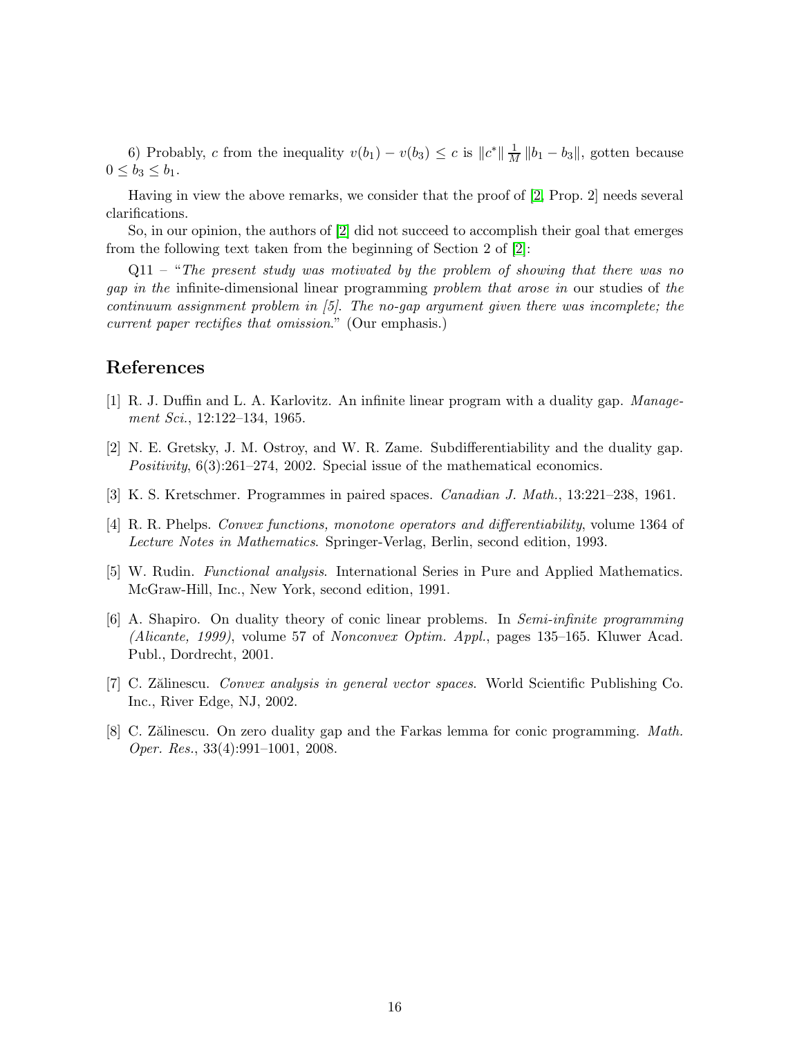6) Probably, $c$ from the inequality $v(b_1) - v(b_3) \le c$ is $\|c^*\| \frac{1}{M} \|b_1 - b_3\|$, gotten because $0 \le b_3 \le b_1$.

Having in view the above remarks, we consider that the proof of [2, Prop. 2] needs several clarifications.

So, in our opinion, the authors of [2] did not succeed to accomplish their goal that emerges from the following text taken from the beginning of Section 2 of [2]:

Q11 – "*The present study was motivated by the problem of showing that there was no gap in the* infinite-dimensional linear programming *problem that arose in* our studies of *the continuum assignment problem in [5]. The no-gap argument given there was incomplete; the current paper rectifies that omission*." (Our emphasis.)

## References

[1] R. J. Duffin and L. A. Karlovitz. An infinite linear program with a duality gap. *Management Sci.*, 12:122–134, 1965.

[2] N. E. Gretsky, J. M. Ostroy, and W. R. Zame. Subdifferentiability and the duality gap. *Positivity*, 6(3):261–274, 2002. Special issue of the mathematical economics.

[3] K. S. Kretschmer. Programmes in paired spaces. *Canadian J. Math.*, 13:221–238, 1961.

[4] R. R. Phelps. *Convex functions, monotone operators and differentiability*, volume 1364 of *Lecture Notes in Mathematics*. Springer-Verlag, Berlin, second edition, 1993.

[5] W. Rudin. *Functional analysis*. International Series in Pure and Applied Mathematics. McGraw-Hill, Inc., New York, second edition, 1991.

[6] A. Shapiro. On duality theory of conic linear problems. In *Semi-infinite programming (Alicante, 1999)*, volume 57 of *Nonconvex Optim. Appl.*, pages 135–165. Kluwer Acad. Publ., Dordrecht, 2001.

[7] C. Zălinescu. *Convex analysis in general vector spaces*. World Scientific Publishing Co. Inc., River Edge, NJ, 2002.

[8] C. Zălinescu. On zero duality gap and the Farkas lemma for conic programming. *Math. Oper. Res.*, 33(4):991–1001, 2008.